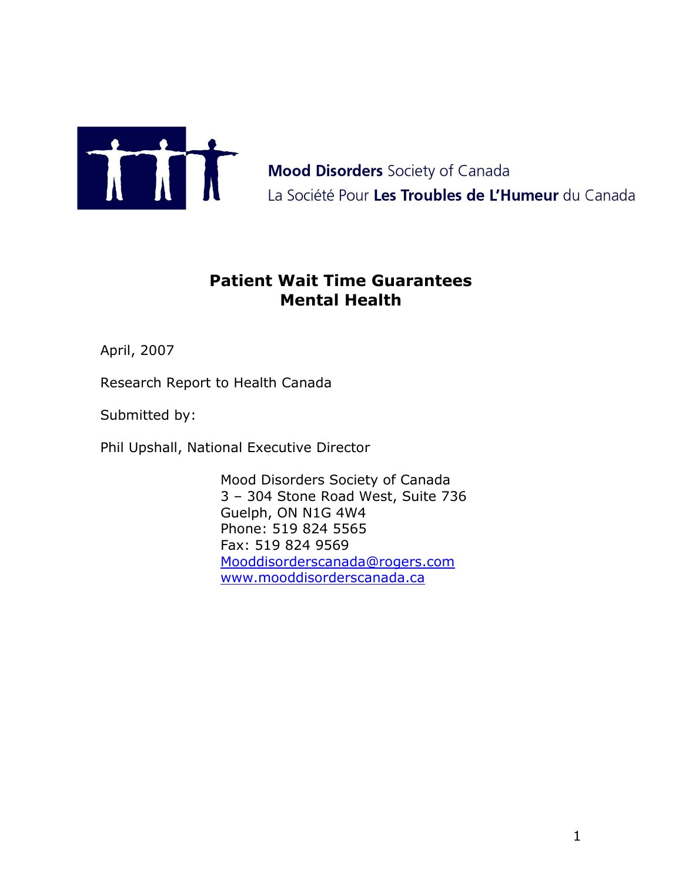**Mood Disorders** Society of Canada
La Société Pour **Les Troubles de L'Humeur** du Canada

# Patient Wait Time Guarantees
# Mental Health

April, 2007

Research Report to Health Canada

Submitted by:

Phil Upshall, National Executive Director

Mood Disorders Society of Canada
3 – 304 Stone Road West, Suite 736
Guelph, ON N1G 4W4
Phone: 519 824 5565
Fax: 519 824 9569
Mooddisorderscanada@rogers.com
www.mooddisorderscanada.ca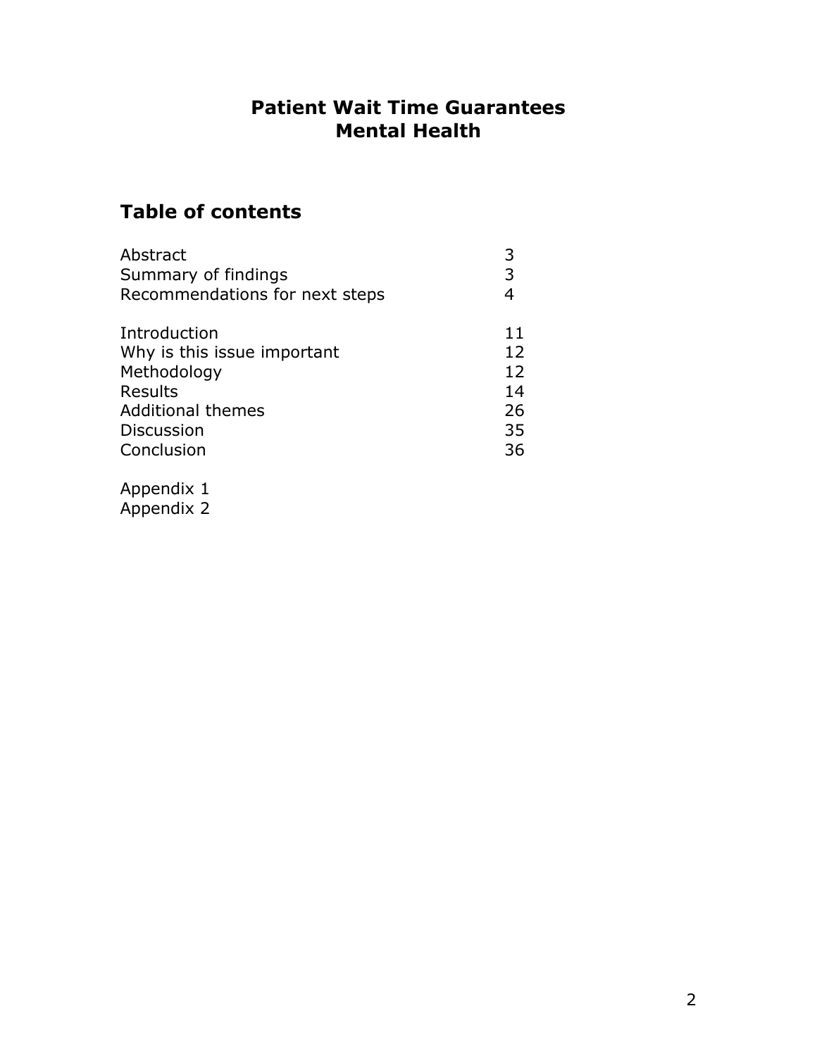# Patient Wait Time Guarantees
# Mental Health

## Table of contents

| | |
|---|---|
| Abstract | 3 |
| Summary of findings | 3 |
| Recommendations for next steps | 4 |
| | |
| Introduction | 11 |
| Why is this issue important | 12 |
| Methodology | 12 |
| Results | 14 |
| Additional themes | 26 |
| Discussion | 35 |
| Conclusion | 36 |
| | |
| Appendix 1 | |
| Appendix 2 | |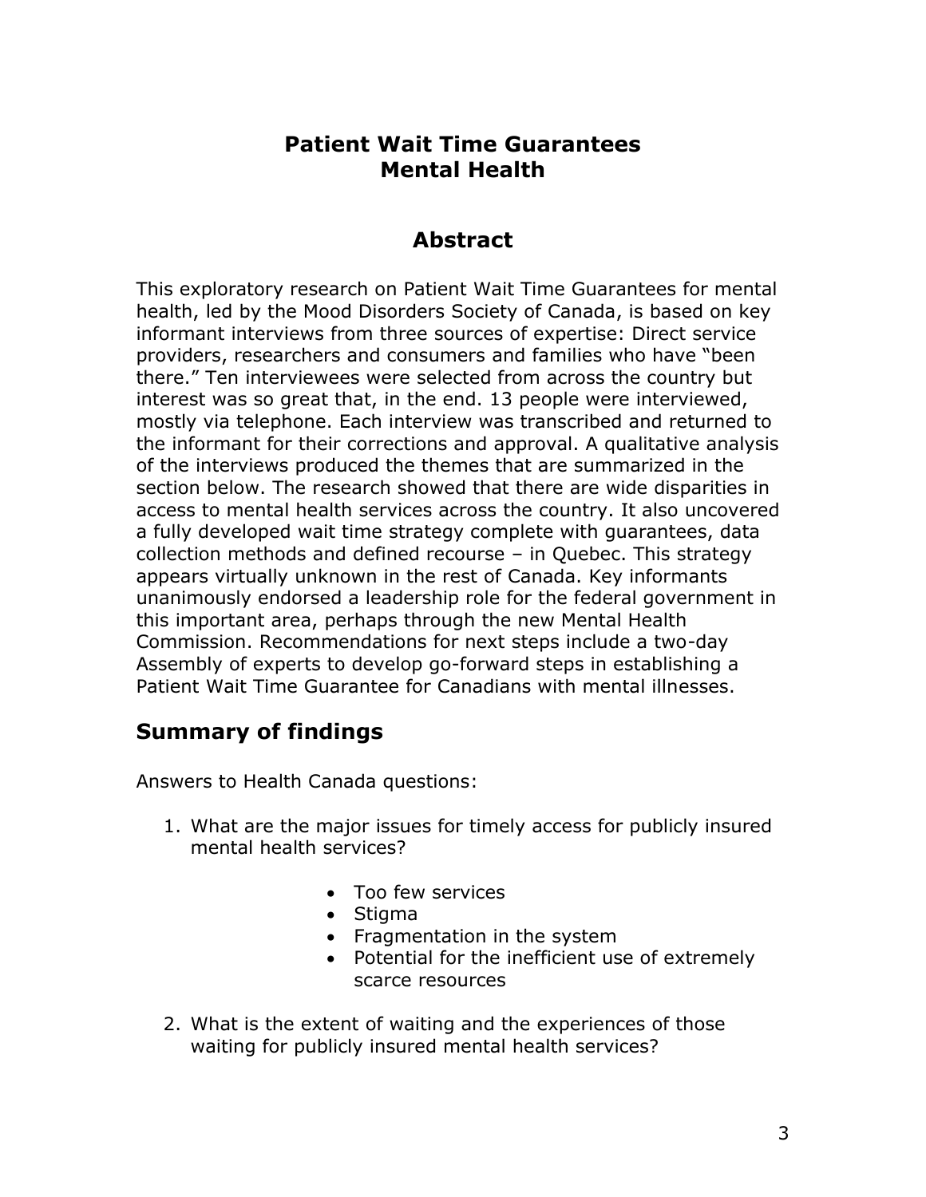# Patient Wait Time Guarantees
# Mental Health

## Abstract

This exploratory research on Patient Wait Time Guarantees for mental health, led by the Mood Disorders Society of Canada, is based on key informant interviews from three sources of expertise: Direct service providers, researchers and consumers and families who have "been there." Ten interviewees were selected from across the country but interest was so great that, in the end. 13 people were interviewed, mostly via telephone. Each interview was transcribed and returned to the informant for their corrections and approval. A qualitative analysis of the interviews produced the themes that are summarized in the section below. The research showed that there are wide disparities in access to mental health services across the country. It also uncovered a fully developed wait time strategy complete with guarantees, data collection methods and defined recourse – in Quebec. This strategy appears virtually unknown in the rest of Canada. Key informants unanimously endorsed a leadership role for the federal government in this important area, perhaps through the new Mental Health Commission. Recommendations for next steps include a two-day Assembly of experts to develop go-forward steps in establishing a Patient Wait Time Guarantee for Canadians with mental illnesses.

## Summary of findings

Answers to Health Canada questions:

1. What are the major issues for timely access for publicly insured mental health services?

    - Too few services
    - Stigma
    - Fragmentation in the system
    - Potential for the inefficient use of extremely scarce resources

2. What is the extent of waiting and the experiences of those waiting for publicly insured mental health services?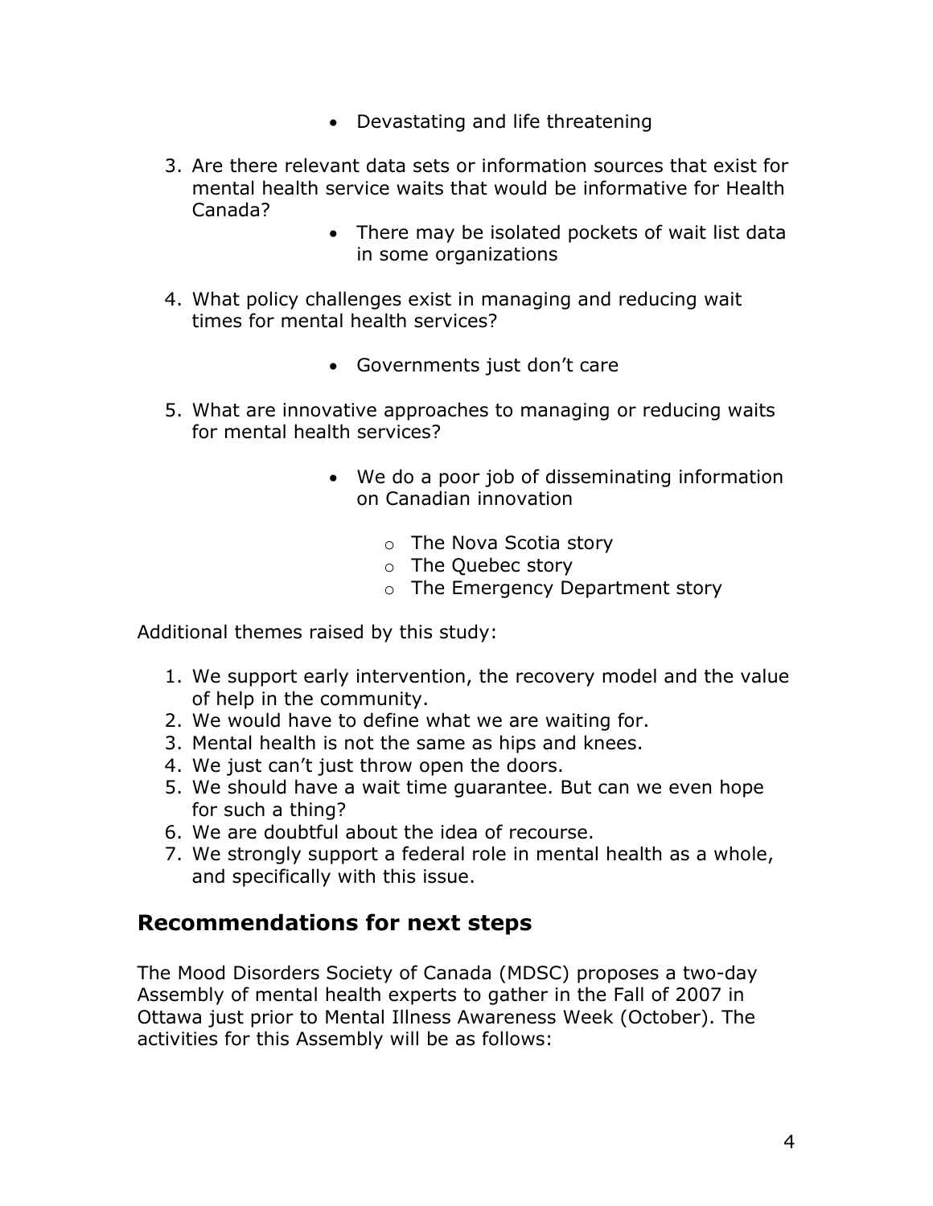- Devastating and life threatening

3. Are there relevant data sets or information sources that exist for mental health service waits that would be informative for Health Canada?
    - There may be isolated pockets of wait list data in some organizations

4. What policy challenges exist in managing and reducing wait times for mental health services?
    - Governments just don't care

5. What are innovative approaches to managing or reducing waits for mental health services?
    - We do a poor job of disseminating information on Canadian innovation
        - The Nova Scotia story
        - The Quebec story
        - The Emergency Department story

Additional themes raised by this study:

1. We support early intervention, the recovery model and the value of help in the community.
2. We would have to define what we are waiting for.
3. Mental health is not the same as hips and knees.
4. We just can't just throw open the doors.
5. We should have a wait time guarantee. But can we even hope for such a thing?
6. We are doubtful about the idea of recourse.
7. We strongly support a federal role in mental health as a whole, and specifically with this issue.

## Recommendations for next steps

The Mood Disorders Society of Canada (MDSC) proposes a two-day Assembly of mental health experts to gather in the Fall of 2007 in Ottawa just prior to Mental Illness Awareness Week (October). The activities for this Assembly will be as follows: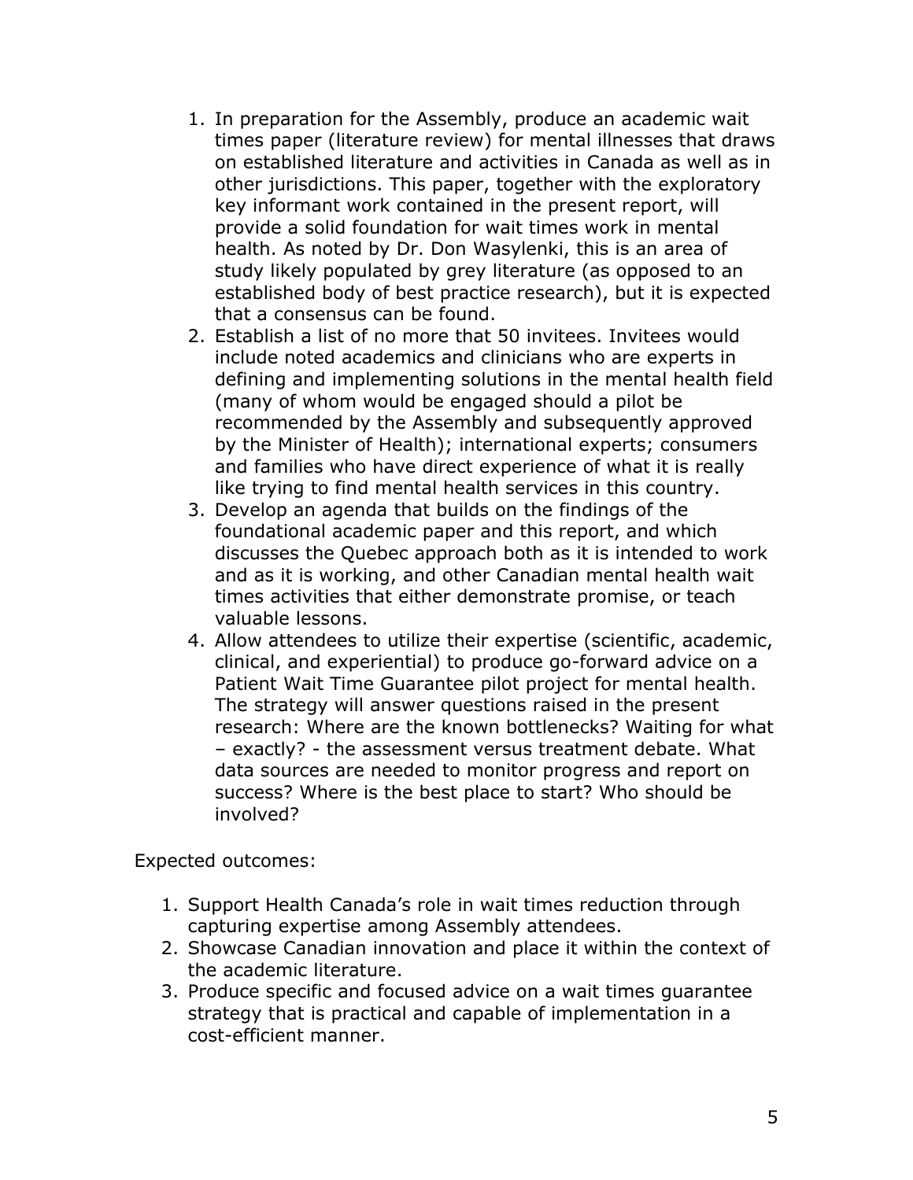1. In preparation for the Assembly, produce an academic wait times paper (literature review) for mental illnesses that draws on established literature and activities in Canada as well as in other jurisdictions. This paper, together with the exploratory key informant work contained in the present report, will provide a solid foundation for wait times work in mental health. As noted by Dr. Don Wasylenki, this is an area of study likely populated by grey literature (as opposed to an established body of best practice research), but it is expected that a consensus can be found.
2. Establish a list of no more that 50 invitees. Invitees would include noted academics and clinicians who are experts in defining and implementing solutions in the mental health field (many of whom would be engaged should a pilot be recommended by the Assembly and subsequently approved by the Minister of Health); international experts; consumers and families who have direct experience of what it is really like trying to find mental health services in this country.
3. Develop an agenda that builds on the findings of the foundational academic paper and this report, and which discusses the Quebec approach both as it is intended to work and as it is working, and other Canadian mental health wait times activities that either demonstrate promise, or teach valuable lessons.
4. Allow attendees to utilize their expertise (scientific, academic, clinical, and experiential) to produce go-forward advice on a Patient Wait Time Guarantee pilot project for mental health. The strategy will answer questions raised in the present research: Where are the known bottlenecks? Waiting for what – exactly? - the assessment versus treatment debate. What data sources are needed to monitor progress and report on success? Where is the best place to start? Who should be involved?

Expected outcomes:

1. Support Health Canada's role in wait times reduction through capturing expertise among Assembly attendees.
2. Showcase Canadian innovation and place it within the context of the academic literature.
3. Produce specific and focused advice on a wait times guarantee strategy that is practical and capable of implementation in a cost-efficient manner.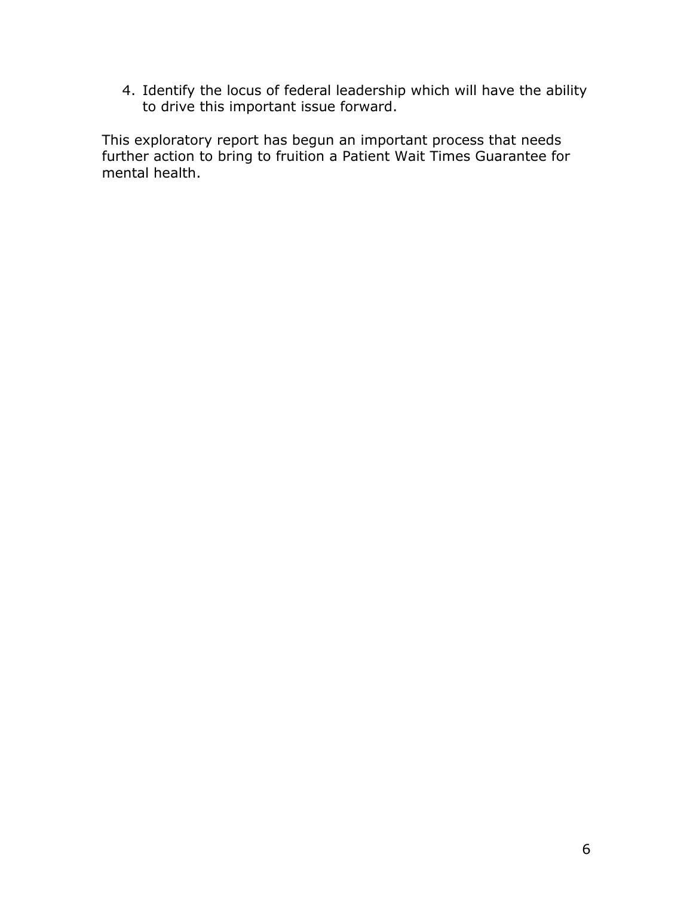4. Identify the locus of federal leadership which will have the ability to drive this important issue forward.

This exploratory report has begun an important process that needs further action to bring to fruition a Patient Wait Times Guarantee for mental health.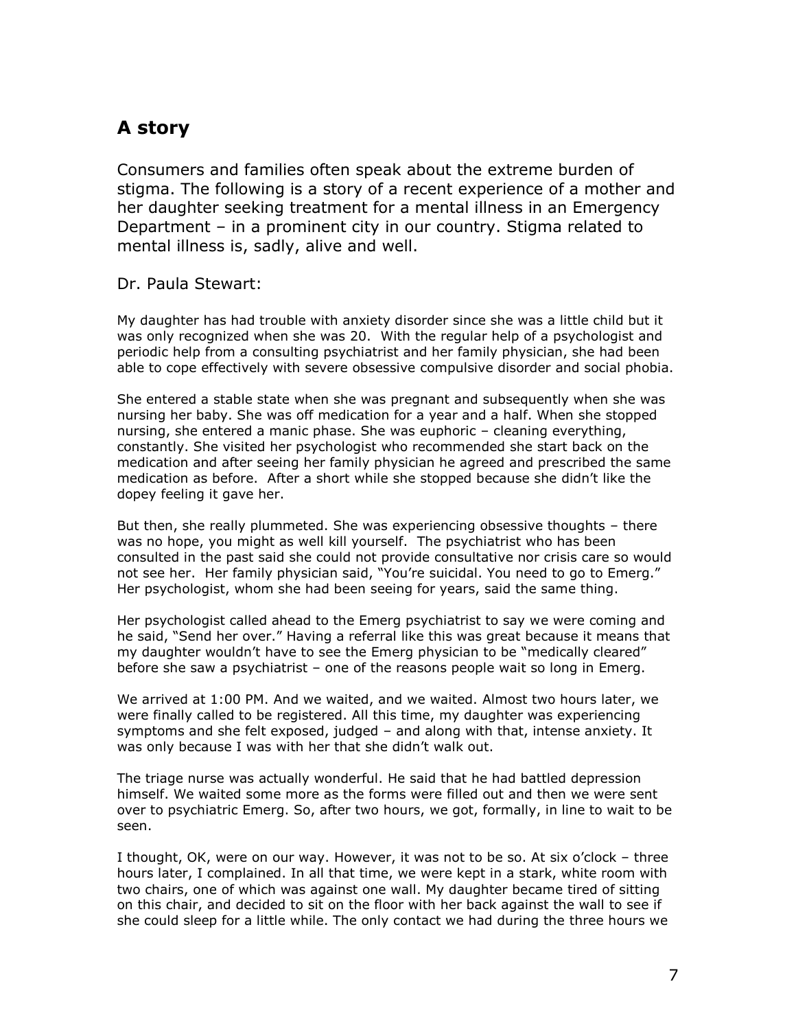## A story

Consumers and families often speak about the extreme burden of stigma. The following is a story of a recent experience of a mother and her daughter seeking treatment for a mental illness in an Emergency Department – in a prominent city in our country. Stigma related to mental illness is, sadly, alive and well.

Dr. Paula Stewart:

My daughter has had trouble with anxiety disorder since she was a little child but it was only recognized when she was 20. With the regular help of a psychologist and periodic help from a consulting psychiatrist and her family physician, she had been able to cope effectively with severe obsessive compulsive disorder and social phobia.

She entered a stable state when she was pregnant and subsequently when she was nursing her baby. She was off medication for a year and a half. When she stopped nursing, she entered a manic phase. She was euphoric – cleaning everything, constantly. She visited her psychologist who recommended she start back on the medication and after seeing her family physician he agreed and prescribed the same medication as before. After a short while she stopped because she didn't like the dopey feeling it gave her.

But then, she really plummeted. She was experiencing obsessive thoughts – there was no hope, you might as well kill yourself. The psychiatrist who has been consulted in the past said she could not provide consultative nor crisis care so would not see her. Her family physician said, "You're suicidal. You need to go to Emerg." Her psychologist, whom she had been seeing for years, said the same thing.

Her psychologist called ahead to the Emerg psychiatrist to say we were coming and he said, "Send her over." Having a referral like this was great because it means that my daughter wouldn't have to see the Emerg physician to be "medically cleared" before she saw a psychiatrist – one of the reasons people wait so long in Emerg.

We arrived at 1:00 PM. And we waited, and we waited. Almost two hours later, we were finally called to be registered. All this time, my daughter was experiencing symptoms and she felt exposed, judged – and along with that, intense anxiety. It was only because I was with her that she didn't walk out.

The triage nurse was actually wonderful. He said that he had battled depression himself. We waited some more as the forms were filled out and then we were sent over to psychiatric Emerg. So, after two hours, we got, formally, in line to wait to be seen.

I thought, OK, were on our way. However, it was not to be so. At six o'clock – three hours later, I complained. In all that time, we were kept in a stark, white room with two chairs, one of which was against one wall. My daughter became tired of sitting on this chair, and decided to sit on the floor with her back against the wall to see if she could sleep for a little while. The only contact we had during the three hours we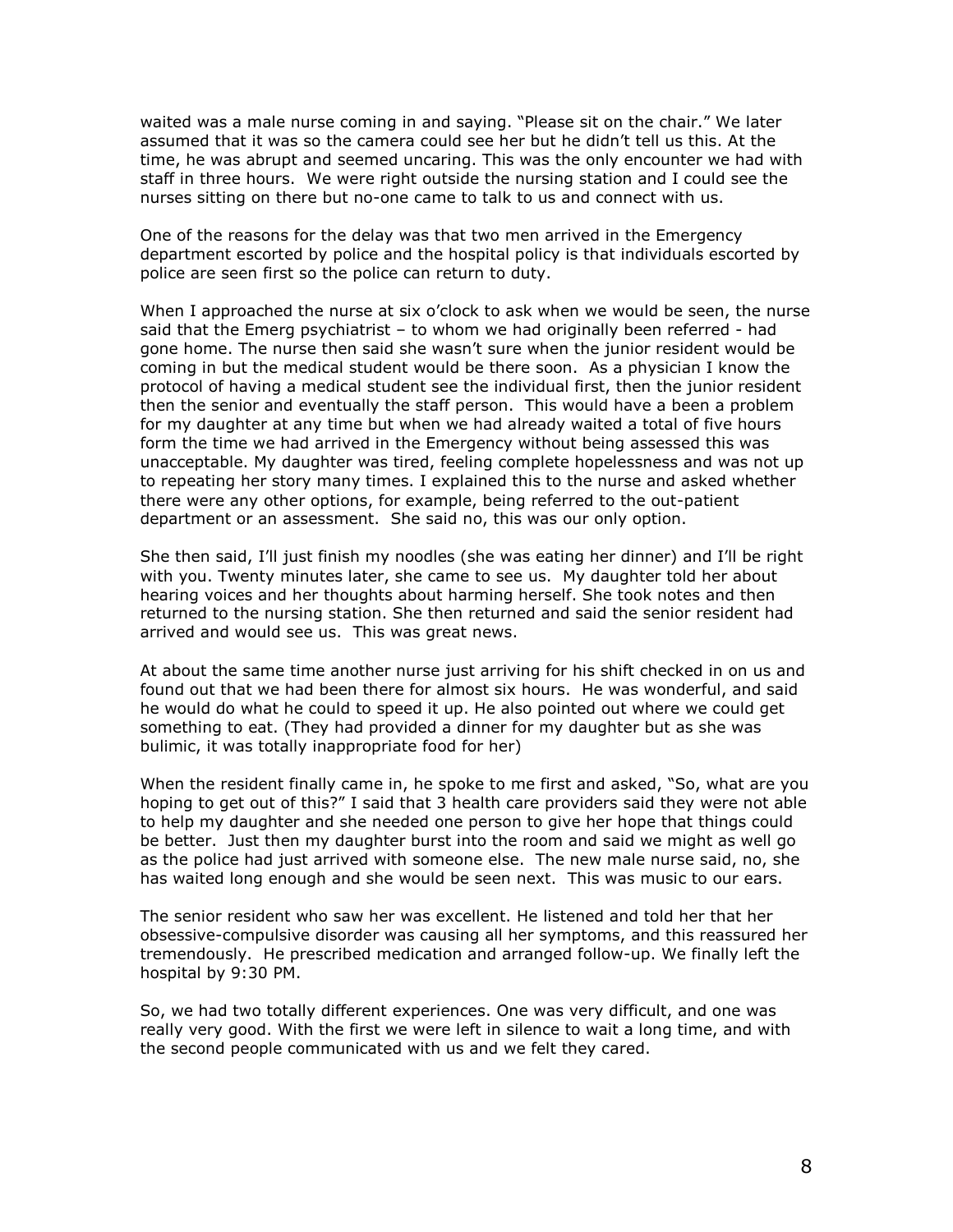waited was a male nurse coming in and saying. "Please sit on the chair." We later assumed that it was so the camera could see her but he didn't tell us this. At the time, he was abrupt and seemed uncaring. This was the only encounter we had with staff in three hours. We were right outside the nursing station and I could see the nurses sitting on there but no-one came to talk to us and connect with us.

One of the reasons for the delay was that two men arrived in the Emergency department escorted by police and the hospital policy is that individuals escorted by police are seen first so the police can return to duty.

When I approached the nurse at six o'clock to ask when we would be seen, the nurse said that the Emerg psychiatrist – to whom we had originally been referred - had gone home. The nurse then said she wasn't sure when the junior resident would be coming in but the medical student would be there soon. As a physician I know the protocol of having a medical student see the individual first, then the junior resident then the senior and eventually the staff person. This would have a been a problem for my daughter at any time but when we had already waited a total of five hours form the time we had arrived in the Emergency without being assessed this was unacceptable. My daughter was tired, feeling complete hopelessness and was not up to repeating her story many times. I explained this to the nurse and asked whether there were any other options, for example, being referred to the out-patient department or an assessment. She said no, this was our only option.

She then said, I'll just finish my noodles (she was eating her dinner) and I'll be right with you. Twenty minutes later, she came to see us. My daughter told her about hearing voices and her thoughts about harming herself. She took notes and then returned to the nursing station. She then returned and said the senior resident had arrived and would see us. This was great news.

At about the same time another nurse just arriving for his shift checked in on us and found out that we had been there for almost six hours. He was wonderful, and said he would do what he could to speed it up. He also pointed out where we could get something to eat. (They had provided a dinner for my daughter but as she was bulimic, it was totally inappropriate food for her)

When the resident finally came in, he spoke to me first and asked, "So, what are you hoping to get out of this?" I said that 3 health care providers said they were not able to help my daughter and she needed one person to give her hope that things could be better. Just then my daughter burst into the room and said we might as well go as the police had just arrived with someone else. The new male nurse said, no, she has waited long enough and she would be seen next. This was music to our ears.

The senior resident who saw her was excellent. He listened and told her that her obsessive-compulsive disorder was causing all her symptoms, and this reassured her tremendously. He prescribed medication and arranged follow-up. We finally left the hospital by 9:30 PM.

So, we had two totally different experiences. One was very difficult, and one was really very good. With the first we were left in silence to wait a long time, and with the second people communicated with us and we felt they cared.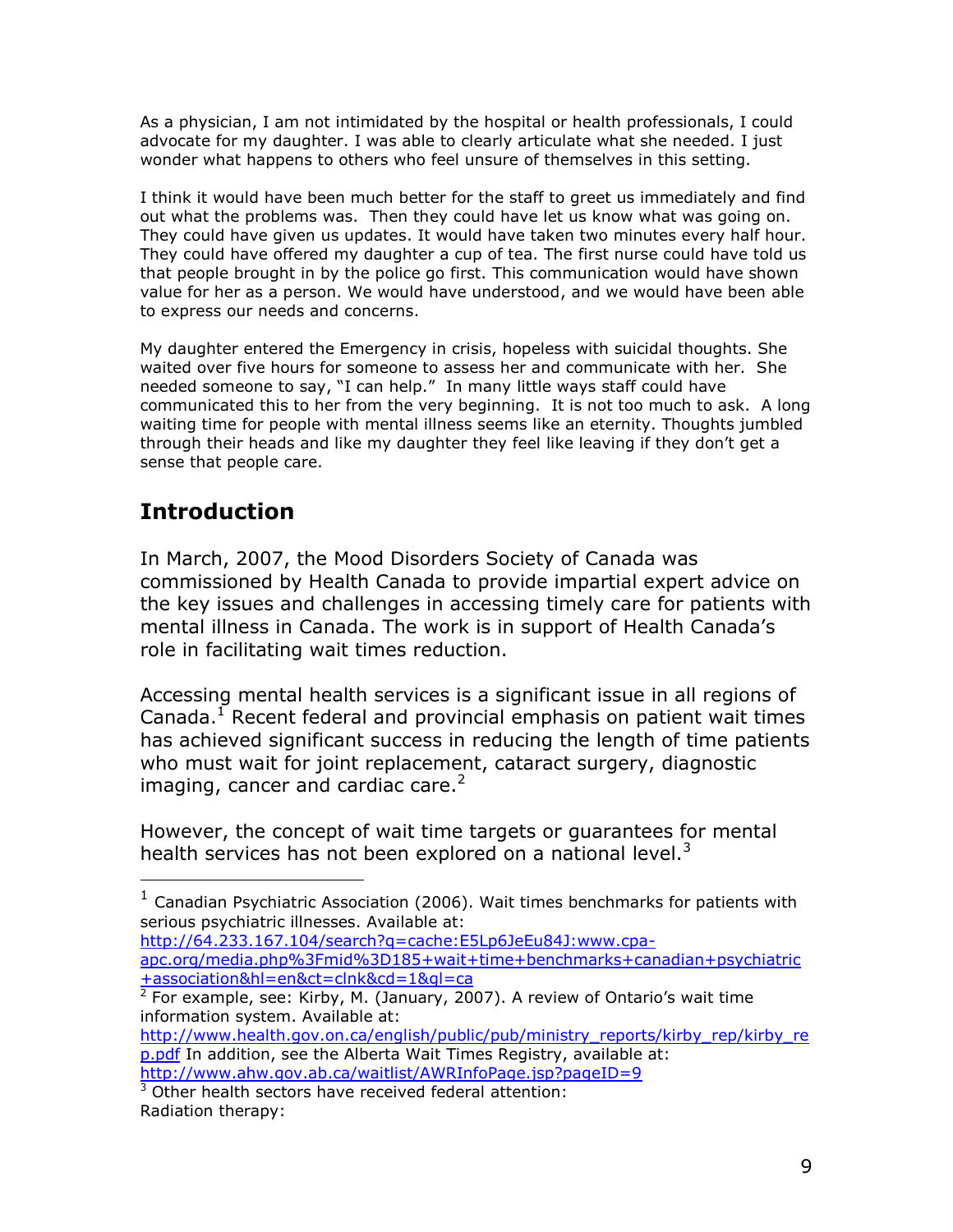As a physician, I am not intimidated by the hospital or health professionals, I could advocate for my daughter. I was able to clearly articulate what she needed. I just wonder what happens to others who feel unsure of themselves in this setting.

I think it would have been much better for the staff to greet us immediately and find out what the problems was. Then they could have let us know what was going on. They could have given us updates. It would have taken two minutes every half hour. They could have offered my daughter a cup of tea. The first nurse could have told us that people brought in by the police go first. This communication would have shown value for her as a person. We would have understood, and we would have been able to express our needs and concerns.

My daughter entered the Emergency in crisis, hopeless with suicidal thoughts. She waited over five hours for someone to assess her and communicate with her. She needed someone to say, "I can help." In many little ways staff could have communicated this to her from the very beginning. It is not too much to ask. A long waiting time for people with mental illness seems like an eternity. Thoughts jumbled through their heads and like my daughter they feel like leaving if they don't get a sense that people care.

## Introduction

In March, 2007, the Mood Disorders Society of Canada was commissioned by Health Canada to provide impartial expert advice on the key issues and challenges in accessing timely care for patients with mental illness in Canada. The work is in support of Health Canada's role in facilitating wait times reduction.

Accessing mental health services is a significant issue in all regions of Canada.[1] Recent federal and provincial emphasis on patient wait times has achieved significant success in reducing the length of time patients who must wait for joint replacement, cataract surgery, diagnostic imaging, cancer and cardiac care.[2]

However, the concept of wait time targets or guarantees for mental health services has not been explored on a national level.[3]

---

[1] Canadian Psychiatric Association (2006). Wait times benchmarks for patients with serious psychiatric illnesses. Available at: http://64.233.167.104/search?q=cache:E5Lp6JeEu84J:www.cpa-apc.org/media.php%3Fmid%3D185+wait+time+benchmarks+canadian+psychiatric+association&hl=en&ct=clnk&cd=1&gl=ca

[2] For example, see: Kirby, M. (January, 2007). A review of Ontario's wait time information system. Available at: http://www.health.gov.on.ca/english/public/pub/ministry_reports/kirby_rep/kirby_rep.pdf In addition, see the Alberta Wait Times Registry, available at: http://www.ahw.gov.ab.ca/waitlist/AWRInfoPage.jsp?pageID=9

[3] Other health sectors have received federal attention:
Radiation therapy: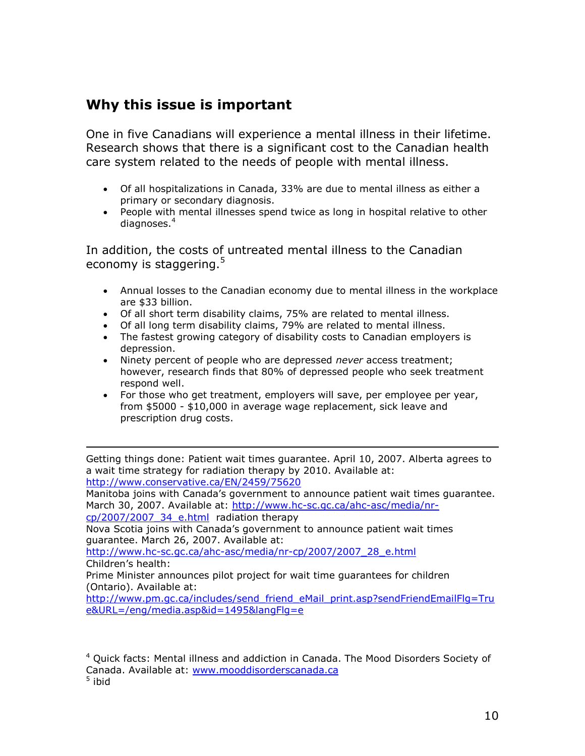## Why this issue is important

One in five Canadians will experience a mental illness in their lifetime. Research shows that there is a significant cost to the Canadian health care system related to the needs of people with mental illness.

- Of all hospitalizations in Canada, 33% are due to mental illness as either a primary or secondary diagnosis.
- People with mental illnesses spend twice as long in hospital relative to other diagnoses.[4]

In addition, the costs of untreated mental illness to the Canadian economy is staggering.[5]

- Annual losses to the Canadian economy due to mental illness in the workplace are $33 billion.
- Of all short term disability claims, 75% are related to mental illness.
- Of all long term disability claims, 79% are related to mental illness.
- The fastest growing category of disability costs to Canadian employers is depression.
- Ninety percent of people who are depressed *never* access treatment; however, research finds that 80% of depressed people who seek treatment respond well.
- For those who get treatment, employers will save, per employee per year, from $5000 - $10,000 in average wage replacement, sick leave and prescription drug costs.

---

Getting things done: Patient wait times guarantee. April 10, 2007. Alberta agrees to a wait time strategy for radiation therapy by 2010. Available at: http://www.conservative.ca/EN/2459/75620
Manitoba joins with Canada's government to announce patient wait times guarantee. March 30, 2007. Available at: http://www.hc-sc.gc.ca/ahc-asc/media/nr-cp/2007/2007_34_e.html radiation therapy
Nova Scotia joins with Canada's government to announce patient wait times guarantee. March 26, 2007. Available at: http://www.hc-sc.gc.ca/ahc-asc/media/nr-cp/2007/2007_28_e.html
Children's health:
Prime Minister announces pilot project for wait time guarantees for children (Ontario). Available at: http://www.pm.gc.ca/includes/send_friend_eMail_print.asp?sendFriendEmailFlg=True&URL=/eng/media.asp&id=1495&langFlg=e

[4] Quick facts: Mental illness and addiction in Canada. The Mood Disorders Society of Canada. Available at: www.mooddisorderscanada.ca
[5] ibid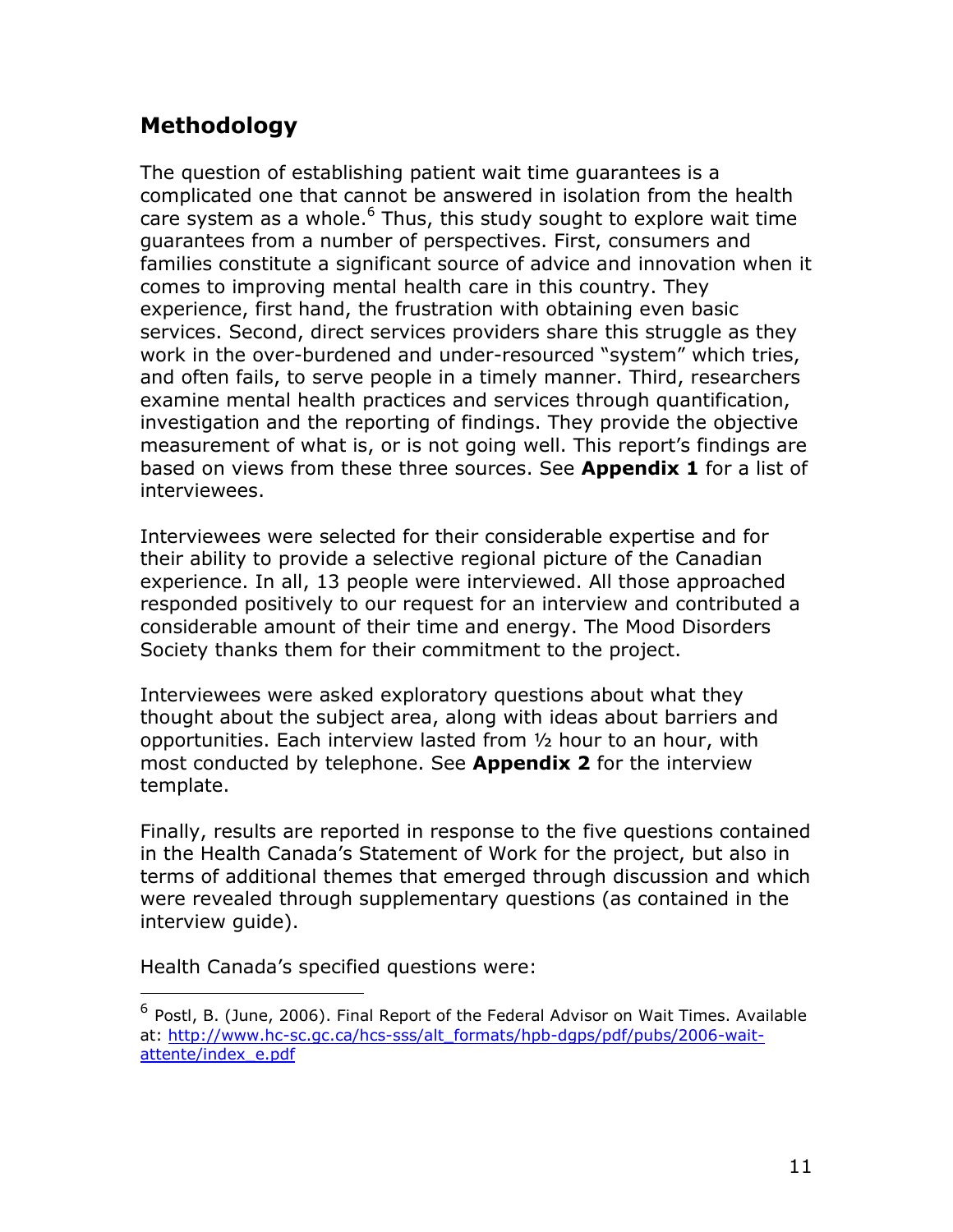## Methodology

The question of establishing patient wait time guarantees is a complicated one that cannot be answered in isolation from the health care system as a whole.[6] Thus, this study sought to explore wait time guarantees from a number of perspectives. First, consumers and families constitute a significant source of advice and innovation when it comes to improving mental health care in this country. They experience, first hand, the frustration with obtaining even basic services. Second, direct services providers share this struggle as they work in the over-burdened and under-resourced "system" which tries, and often fails, to serve people in a timely manner. Third, researchers examine mental health practices and services through quantification, investigation and the reporting of findings. They provide the objective measurement of what is, or is not going well. This report's findings are based on views from these three sources. See **Appendix 1** for a list of interviewees.

Interviewees were selected for their considerable expertise and for their ability to provide a selective regional picture of the Canadian experience. In all, 13 people were interviewed. All those approached responded positively to our request for an interview and contributed a considerable amount of their time and energy. The Mood Disorders Society thanks them for their commitment to the project.

Interviewees were asked exploratory questions about what they thought about the subject area, along with ideas about barriers and opportunities. Each interview lasted from ½ hour to an hour, with most conducted by telephone. See **Appendix 2** for the interview template.

Finally, results are reported in response to the five questions contained in the Health Canada's Statement of Work for the project, but also in terms of additional themes that emerged through discussion and which were revealed through supplementary questions (as contained in the interview guide).

Health Canada's specified questions were:

---

[6] Postl, B. (June, 2006). Final Report of the Federal Advisor on Wait Times. Available at: [http://www.hc-sc.gc.ca/hcs-sss/alt_formats/hpb-dgps/pdf/pubs/2006-wait-attente/index_e.pdf](http://www.hc-sc.gc.ca/hcs-sss/alt_formats/hpb-dgps/pdf/pubs/2006-wait-attente/index_e.pdf)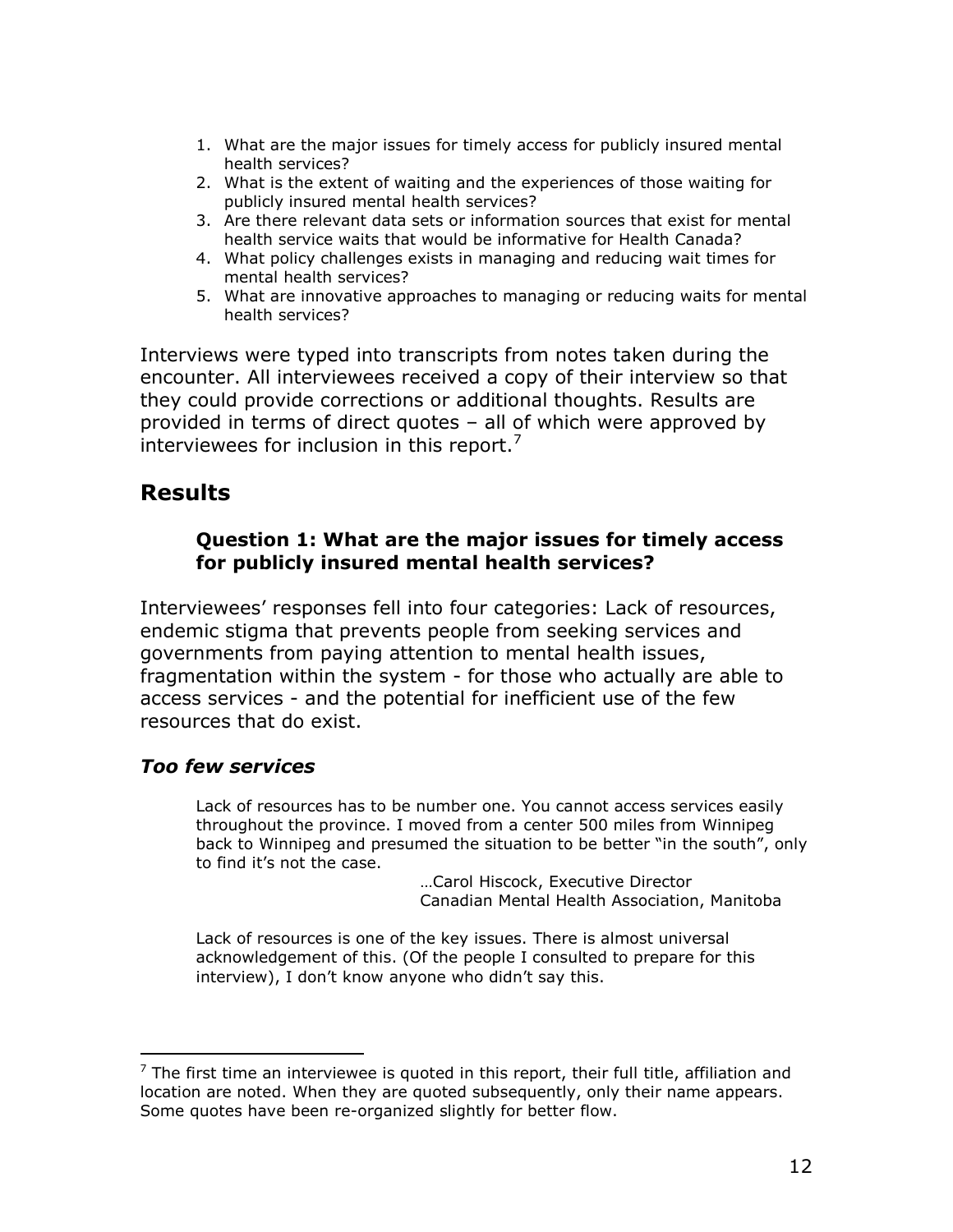1. What are the major issues for timely access for publicly insured mental health services?
2. What is the extent of waiting and the experiences of those waiting for publicly insured mental health services?
3. Are there relevant data sets or information sources that exist for mental health service waits that would be informative for Health Canada?
4. What policy challenges exists in managing and reducing wait times for mental health services?
5. What are innovative approaches to managing or reducing waits for mental health services?

Interviews were typed into transcripts from notes taken during the encounter. All interviewees received a copy of their interview so that they could provide corrections or additional thoughts. Results are provided in terms of direct quotes – all of which were approved by interviewees for inclusion in this report.[7]

## Results

### Question 1: What are the major issues for timely access for publicly insured mental health services?

Interviewees' responses fell into four categories: Lack of resources, endemic stigma that prevents people from seeking services and governments from paying attention to mental health issues, fragmentation within the system - for those who actually are able to access services - and the potential for inefficient use of the few resources that do exist.

#### *Too few services*

> Lack of resources has to be number one. You cannot access services easily throughout the province. I moved from a center 500 miles from Winnipeg back to Winnipeg and presumed the situation to be better "in the south", only to find it's not the case.
>
> …Carol Hiscock, Executive Director
> Canadian Mental Health Association, Manitoba

> Lack of resources is one of the key issues. There is almost universal acknowledgement of this. (Of the people I consulted to prepare for this interview), I don't know anyone who didn't say this.

---

[7] The first time an interviewee is quoted in this report, their full title, affiliation and location are noted. When they are quoted subsequently, only their name appears. Some quotes have been re-organized slightly for better flow.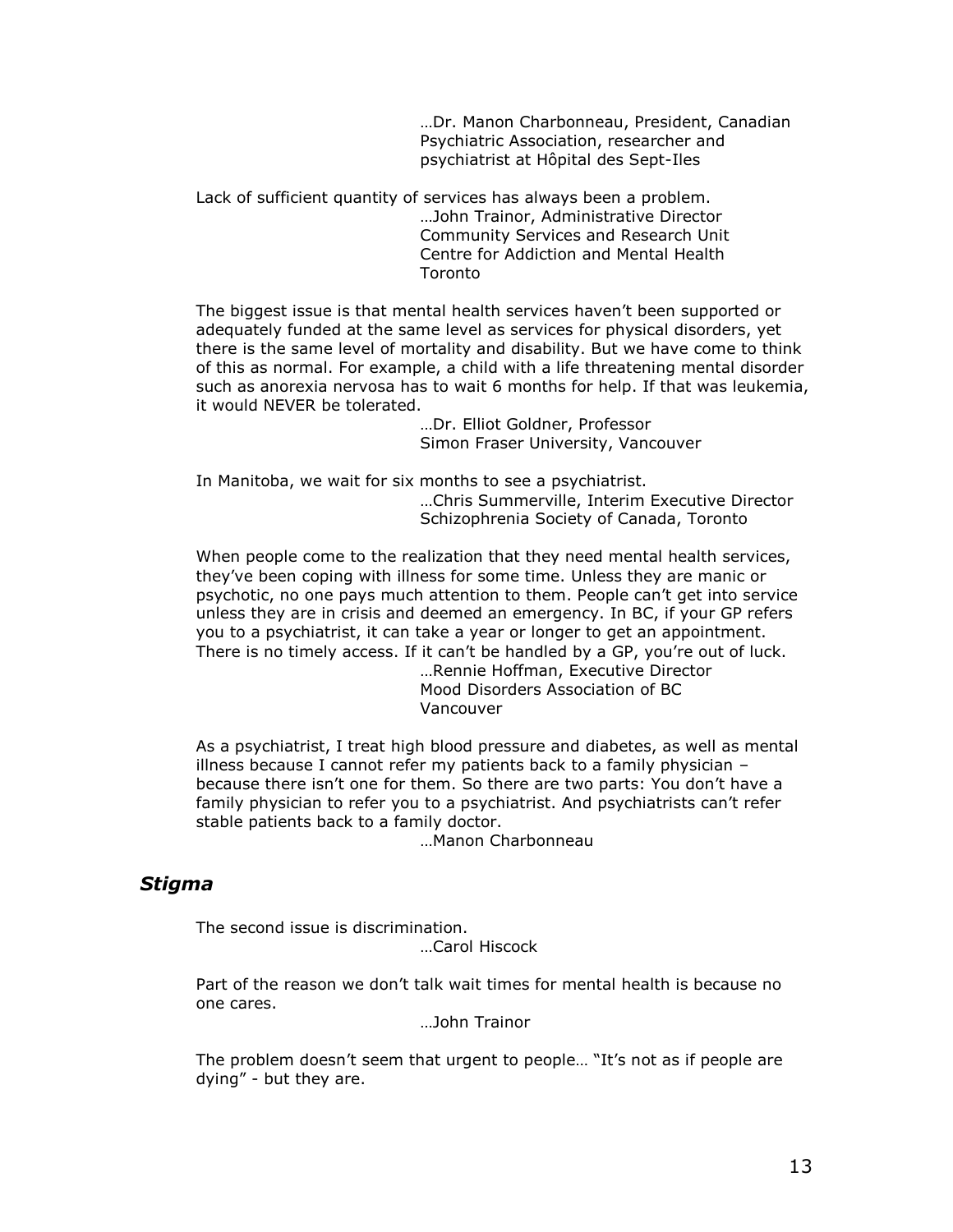…Dr. Manon Charbonneau, President, Canadian Psychiatric Association, researcher and psychiatrist at Hôpital des Sept-Iles

Lack of sufficient quantity of services has always been a problem.

…John Trainor, Administrative Director
Community Services and Research Unit
Centre for Addiction and Mental Health
Toronto

The biggest issue is that mental health services haven't been supported or adequately funded at the same level as services for physical disorders, yet there is the same level of mortality and disability. But we have come to think of this as normal. For example, a child with a life threatening mental disorder such as anorexia nervosa has to wait 6 months for help. If that was leukemia, it would NEVER be tolerated.

…Dr. Elliot Goldner, Professor
Simon Fraser University, Vancouver

In Manitoba, we wait for six months to see a psychiatrist.

…Chris Summerville, Interim Executive Director
Schizophrenia Society of Canada, Toronto

When people come to the realization that they need mental health services, they've been coping with illness for some time. Unless they are manic or psychotic, no one pays much attention to them. People can't get into service unless they are in crisis and deemed an emergency. In BC, if your GP refers you to a psychiatrist, it can take a year or longer to get an appointment. There is no timely access. If it can't be handled by a GP, you're out of luck.

…Rennie Hoffman, Executive Director
Mood Disorders Association of BC
Vancouver

As a psychiatrist, I treat high blood pressure and diabetes, as well as mental illness because I cannot refer my patients back to a family physician – because there isn't one for them. So there are two parts: You don't have a family physician to refer you to a psychiatrist. And psychiatrists can't refer stable patients back to a family doctor.

…Manon Charbonneau

### *Stigma*

The second issue is discrimination.

…Carol Hiscock

Part of the reason we don't talk wait times for mental health is because no one cares.

…John Trainor

The problem doesn't seem that urgent to people… "It's not as if people are dying" - but they are.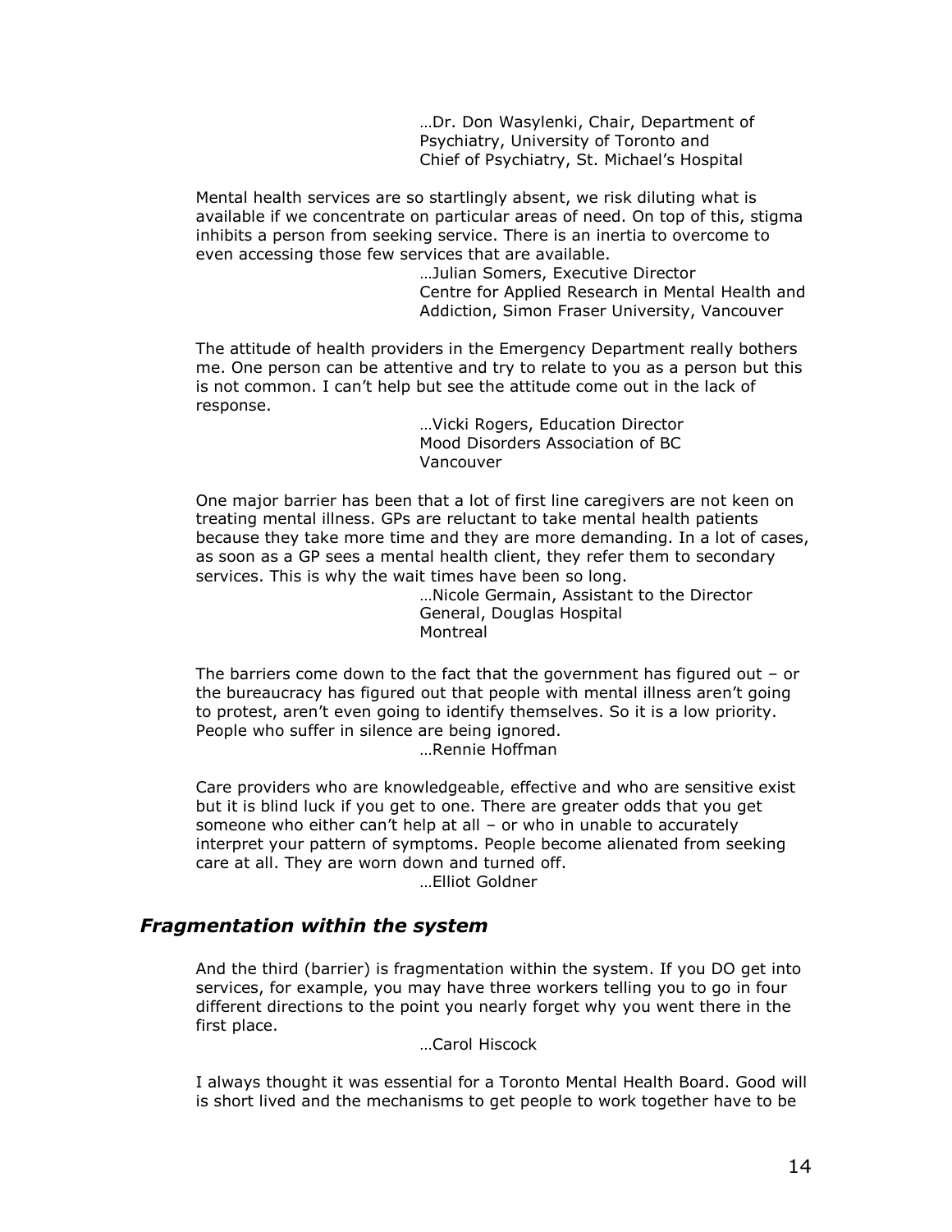…Dr. Don Wasylenki, Chair, Department of Psychiatry, University of Toronto and Chief of Psychiatry, St. Michael's Hospital

Mental health services are so startlingly absent, we risk diluting what is available if we concentrate on particular areas of need. On top of this, stigma inhibits a person from seeking service. There is an inertia to overcome to even accessing those few services that are available.

…Julian Somers, Executive Director
Centre for Applied Research in Mental Health and Addiction, Simon Fraser University, Vancouver

The attitude of health providers in the Emergency Department really bothers me. One person can be attentive and try to relate to you as a person but this is not common. I can't help but see the attitude come out in the lack of response.

…Vicki Rogers, Education Director
Mood Disorders Association of BC
Vancouver

One major barrier has been that a lot of first line caregivers are not keen on treating mental illness. GPs are reluctant to take mental health patients because they take more time and they are more demanding. In a lot of cases, as soon as a GP sees a mental health client, they refer them to secondary services. This is why the wait times have been so long.

…Nicole Germain, Assistant to the Director General, Douglas Hospital
Montreal

The barriers come down to the fact that the government has figured out – or the bureaucracy has figured out that people with mental illness aren't going to protest, aren't even going to identify themselves. So it is a low priority. People who suffer in silence are being ignored.

…Rennie Hoffman

Care providers who are knowledgeable, effective and who are sensitive exist but it is blind luck if you get to one. There are greater odds that you get someone who either can't help at all – or who in unable to accurately interpret your pattern of symptoms. People become alienated from seeking care at all. They are worn down and turned off.

…Elliot Goldner

## *Fragmentation within the system*

And the third (barrier) is fragmentation within the system. If you DO get into services, for example, you may have three workers telling you to go in four different directions to the point you nearly forget why you went there in the first place.

…Carol Hiscock

I always thought it was essential for a Toronto Mental Health Board. Good will is short lived and the mechanisms to get people to work together have to be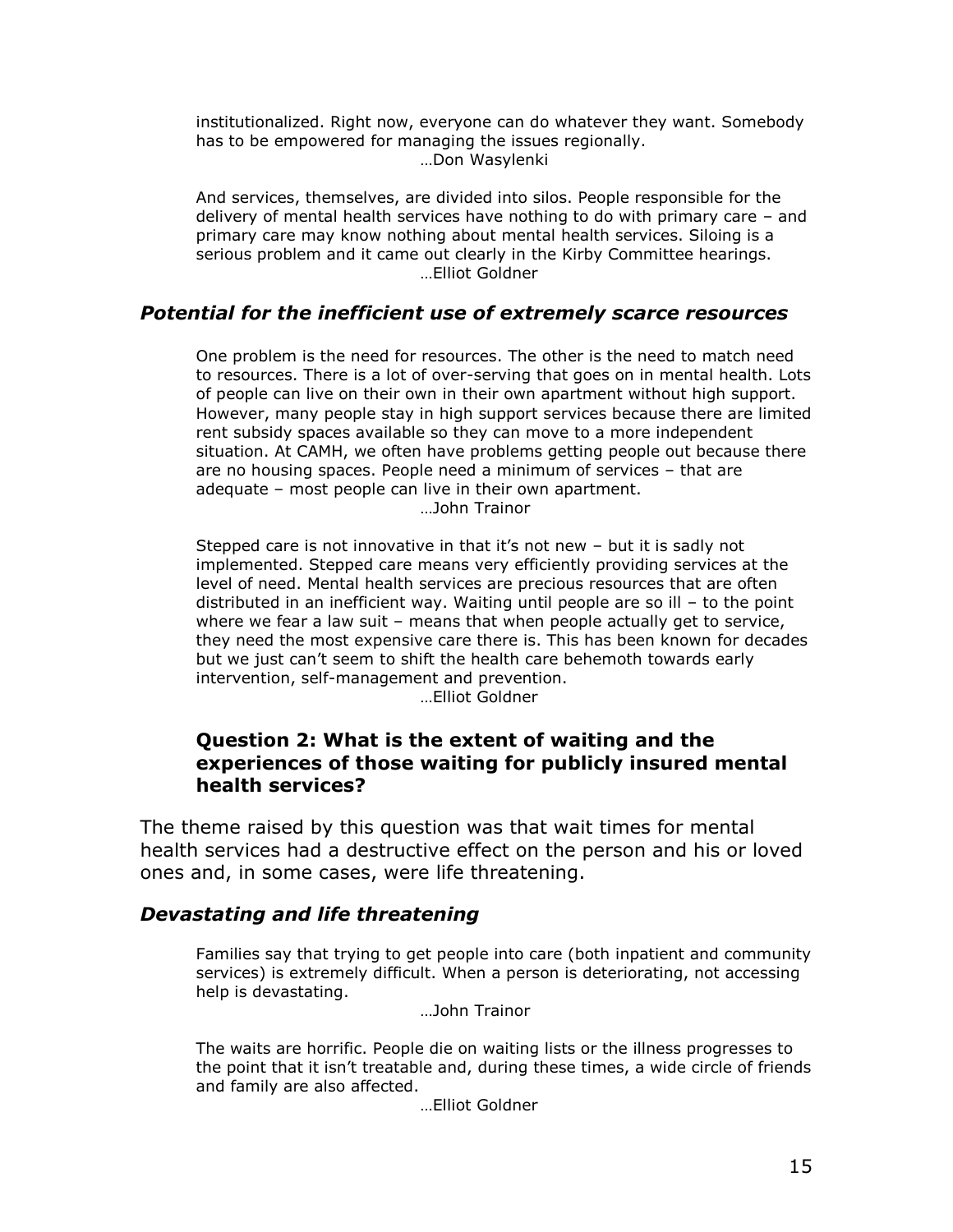institutionalized. Right now, everyone can do whatever they want. Somebody has to be empowered for managing the issues regionally.

…Don Wasylenki

And services, themselves, are divided into silos. People responsible for the delivery of mental health services have nothing to do with primary care – and primary care may know nothing about mental health services. Siloing is a serious problem and it came out clearly in the Kirby Committee hearings.

…Elliot Goldner

### *Potential for the inefficient use of extremely scarce resources*

One problem is the need for resources. The other is the need to match need to resources. There is a lot of over-serving that goes on in mental health. Lots of people can live on their own in their own apartment without high support. However, many people stay in high support services because there are limited rent subsidy spaces available so they can move to a more independent situation. At CAMH, we often have problems getting people out because there are no housing spaces. People need a minimum of services – that are adequate – most people can live in their own apartment.

…John Trainor

Stepped care is not innovative in that it's not new – but it is sadly not implemented. Stepped care means very efficiently providing services at the level of need. Mental health services are precious resources that are often distributed in an inefficient way. Waiting until people are so ill – to the point where we fear a law suit – means that when people actually get to service, they need the most expensive care there is. This has been known for decades but we just can't seem to shift the health care behemoth towards early intervention, self-management and prevention.

…Elliot Goldner

## Question 2: What is the extent of waiting and the experiences of those waiting for publicly insured mental health services?

The theme raised by this question was that wait times for mental health services had a destructive effect on the person and his or loved ones and, in some cases, were life threatening.

### *Devastating and life threatening*

Families say that trying to get people into care (both inpatient and community services) is extremely difficult. When a person is deteriorating, not accessing help is devastating.

…John Trainor

The waits are horrific. People die on waiting lists or the illness progresses to the point that it isn't treatable and, during these times, a wide circle of friends and family are also affected.

…Elliot Goldner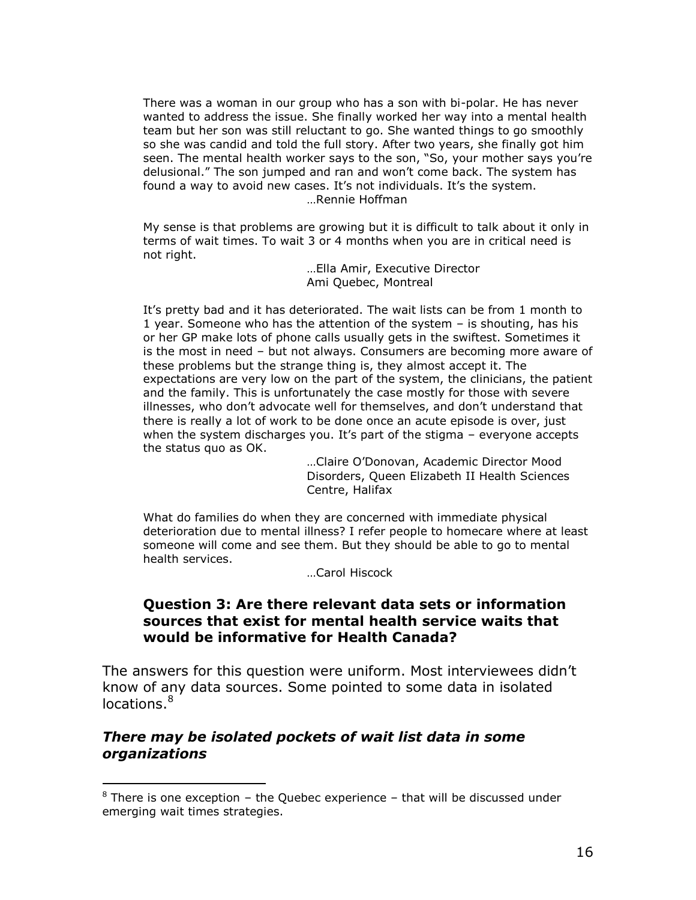> There was a woman in our group who has a son with bi-polar. He has never wanted to address the issue. She finally worked her way into a mental health team but her son was still reluctant to go. She wanted things to go smoothly so she was candid and told the full story. After two years, she finally got him seen. The mental health worker says to the son, "So, your mother says you're delusional." The son jumped and ran and won't come back. The system has found a way to avoid new cases. It's not individuals. It's the system.
>
> …Rennie Hoffman

> My sense is that problems are growing but it is difficult to talk about it only in terms of wait times. To wait 3 or 4 months when you are in critical need is not right.
>
> …Ella Amir, Executive Director
> Ami Quebec, Montreal

> It's pretty bad and it has deteriorated. The wait lists can be from 1 month to 1 year. Someone who has the attention of the system – is shouting, has his or her GP make lots of phone calls usually gets in the swiftest. Sometimes it is the most in need – but not always. Consumers are becoming more aware of these problems but the strange thing is, they almost accept it. The expectations are very low on the part of the system, the clinicians, the patient and the family. This is unfortunately the case mostly for those with severe illnesses, who don't advocate well for themselves, and don't understand that there is really a lot of work to be done once an acute episode is over, just when the system discharges you. It's part of the stigma – everyone accepts the status quo as OK.
>
> …Claire O'Donovan, Academic Director Mood Disorders, Queen Elizabeth II Health Sciences Centre, Halifax

> What do families do when they are concerned with immediate physical deterioration due to mental illness? I refer people to homecare where at least someone will come and see them. But they should be able to go to mental health services.
>
> …Carol Hiscock

### Question 3: Are there relevant data sets or information sources that exist for mental health service waits that would be informative for Health Canada?

The answers for this question were uniform. Most interviewees didn't know of any data sources. Some pointed to some data in isolated locations.[8]

#### *There may be isolated pockets of wait list data in some organizations*

[8] There is one exception – the Quebec experience – that will be discussed under emerging wait times strategies.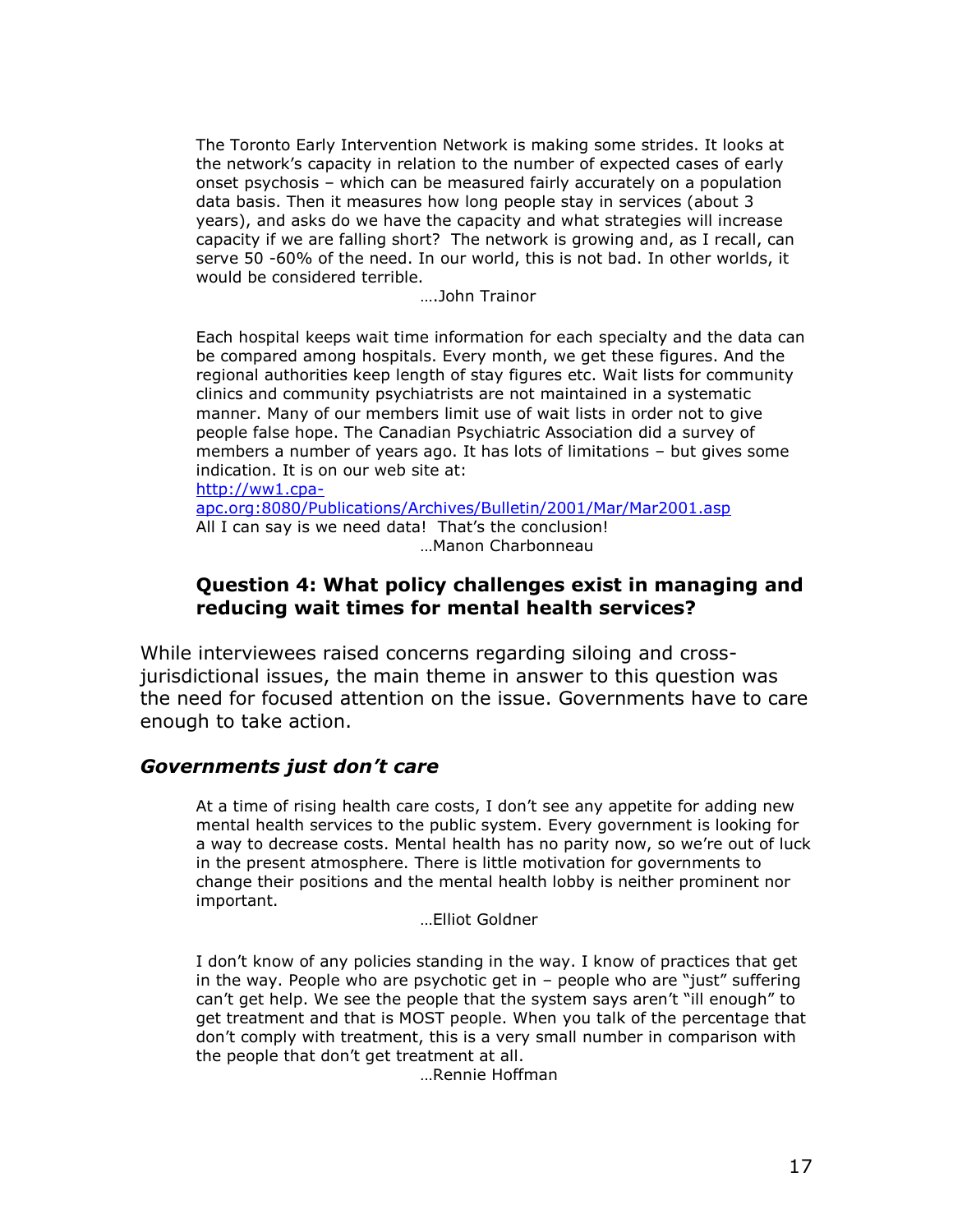The Toronto Early Intervention Network is making some strides. It looks at the network's capacity in relation to the number of expected cases of early onset psychosis – which can be measured fairly accurately on a population data basis. Then it measures how long people stay in services (about 3 years), and asks do we have the capacity and what strategies will increase capacity if we are falling short? The network is growing and, as I recall, can serve 50 -60% of the need. In our world, this is not bad. In other worlds, it would be considered terrible.

….John Trainor

Each hospital keeps wait time information for each specialty and the data can be compared among hospitals. Every month, we get these figures. And the regional authorities keep length of stay figures etc. Wait lists for community clinics and community psychiatrists are not maintained in a systematic manner. Many of our members limit use of wait lists in order not to give people false hope. The Canadian Psychiatric Association did a survey of members a number of years ago. It has lots of limitations – but gives some indication. It is on our web site at: http://ww1.cpa-apc.org:8080/Publications/Archives/Bulletin/2001/Mar/Mar2001.asp

All I can say is we need data! That's the conclusion!

…Manon Charbonneau

### Question 4: What policy challenges exist in managing and reducing wait times for mental health services?

While interviewees raised concerns regarding siloing and cross-jurisdictional issues, the main theme in answer to this question was the need for focused attention on the issue. Governments have to care enough to take action.

### *Governments just don't care*

At a time of rising health care costs, I don't see any appetite for adding new mental health services to the public system. Every government is looking for a way to decrease costs. Mental health has no parity now, so we're out of luck in the present atmosphere. There is little motivation for governments to change their positions and the mental health lobby is neither prominent nor important.

…Elliot Goldner

I don't know of any policies standing in the way. I know of practices that get in the way. People who are psychotic get in – people who are "just" suffering can't get help. We see the people that the system says aren't "ill enough" to get treatment and that is MOST people. When you talk of the percentage that don't comply with treatment, this is a very small number in comparison with the people that don't get treatment at all.

…Rennie Hoffman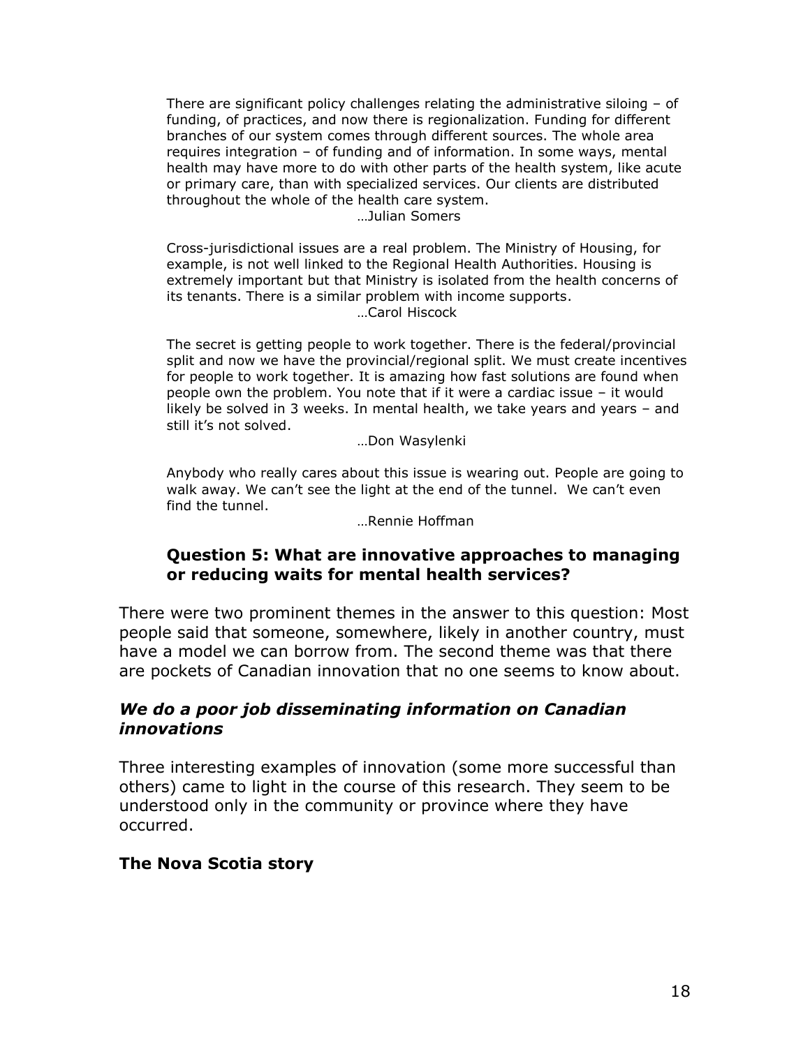> There are significant policy challenges relating the administrative siloing – of funding, of practices, and now there is regionalization. Funding for different branches of our system comes through different sources. The whole area requires integration – of funding and of information. In some ways, mental health may have more to do with other parts of the health system, like acute or primary care, than with specialized services. Our clients are distributed throughout the whole of the health care system.
>
> …Julian Somers

> Cross-jurisdictional issues are a real problem. The Ministry of Housing, for example, is not well linked to the Regional Health Authorities. Housing is extremely important but that Ministry is isolated from the health concerns of its tenants. There is a similar problem with income supports.
>
> …Carol Hiscock

> The secret is getting people to work together. There is the federal/provincial split and now we have the provincial/regional split. We must create incentives for people to work together. It is amazing how fast solutions are found when people own the problem. You note that if it were a cardiac issue – it would likely be solved in 3 weeks. In mental health, we take years and years – and still it's not solved.
>
> …Don Wasylenki

> Anybody who really cares about this issue is wearing out. People are going to walk away. We can't see the light at the end of the tunnel. We can't even find the tunnel.
>
> …Rennie Hoffman

### Question 5: What are innovative approaches to managing or reducing waits for mental health services?

There were two prominent themes in the answer to this question: Most people said that someone, somewhere, likely in another country, must have a model we can borrow from. The second theme was that there are pockets of Canadian innovation that no one seems to know about.

### *We do a poor job disseminating information on Canadian innovations*

Three interesting examples of innovation (some more successful than others) came to light in the course of this research. They seem to be understood only in the community or province where they have occurred.

#### The Nova Scotia story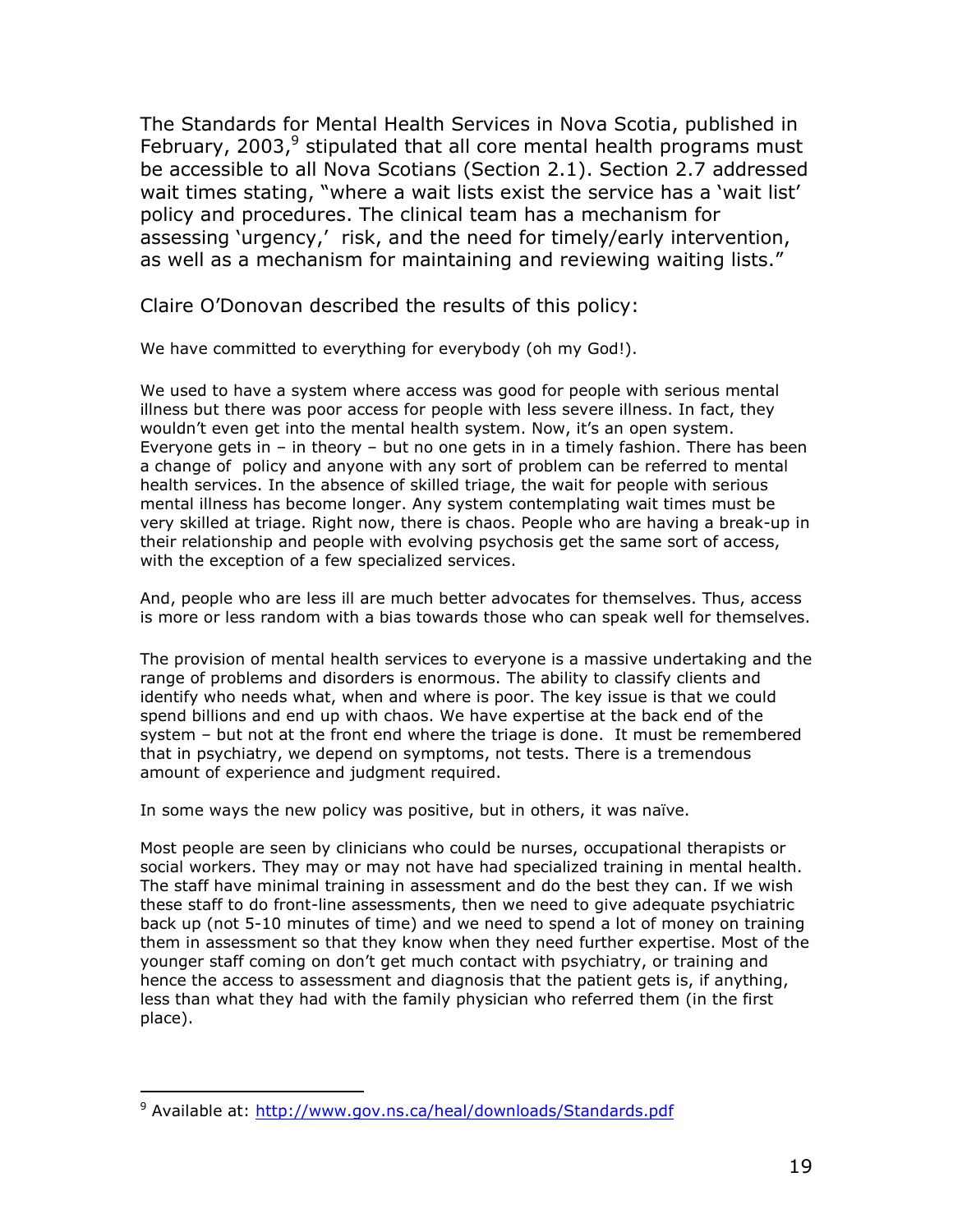The Standards for Mental Health Services in Nova Scotia, published in February, 2003,[9] stipulated that all core mental health programs must be accessible to all Nova Scotians (Section 2.1). Section 2.7 addressed wait times stating, "where a wait lists exist the service has a 'wait list' policy and procedures. The clinical team has a mechanism for assessing 'urgency,' risk, and the need for timely/early intervention, as well as a mechanism for maintaining and reviewing waiting lists."

Claire O'Donovan described the results of this policy:

> We have committed to everything for everybody (oh my God!).
>
> We used to have a system where access was good for people with serious mental illness but there was poor access for people with less severe illness. In fact, they wouldn't even get into the mental health system. Now, it's an open system. Everyone gets in – in theory – but no one gets in in a timely fashion. There has been a change of policy and anyone with any sort of problem can be referred to mental health services. In the absence of skilled triage, the wait for people with serious mental illness has become longer. Any system contemplating wait times must be very skilled at triage. Right now, there is chaos. People who are having a break-up in their relationship and people with evolving psychosis get the same sort of access, with the exception of a few specialized services.
>
> And, people who are less ill are much better advocates for themselves. Thus, access is more or less random with a bias towards those who can speak well for themselves.
>
> The provision of mental health services to everyone is a massive undertaking and the range of problems and disorders is enormous. The ability to classify clients and identify who needs what, when and where is poor. The key issue is that we could spend billions and end up with chaos. We have expertise at the back end of the system – but not at the front end where the triage is done. It must be remembered that in psychiatry, we depend on symptoms, not tests. There is a tremendous amount of experience and judgment required.
>
> In some ways the new policy was positive, but in others, it was naïve.
>
> Most people are seen by clinicians who could be nurses, occupational therapists or social workers. They may or may not have had specialized training in mental health. The staff have minimal training in assessment and do the best they can. If we wish these staff to do front-line assessments, then we need to give adequate psychiatric back up (not 5-10 minutes of time) and we need to spend a lot of money on training them in assessment so that they know when they need further expertise. Most of the younger staff coming on don't get much contact with psychiatry, or training and hence the access to assessment and diagnosis that the patient gets is, if anything, less than what they had with the family physician who referred them (in the first place).

---

[9] Available at: http://www.gov.ns.ca/heal/downloads/Standards.pdf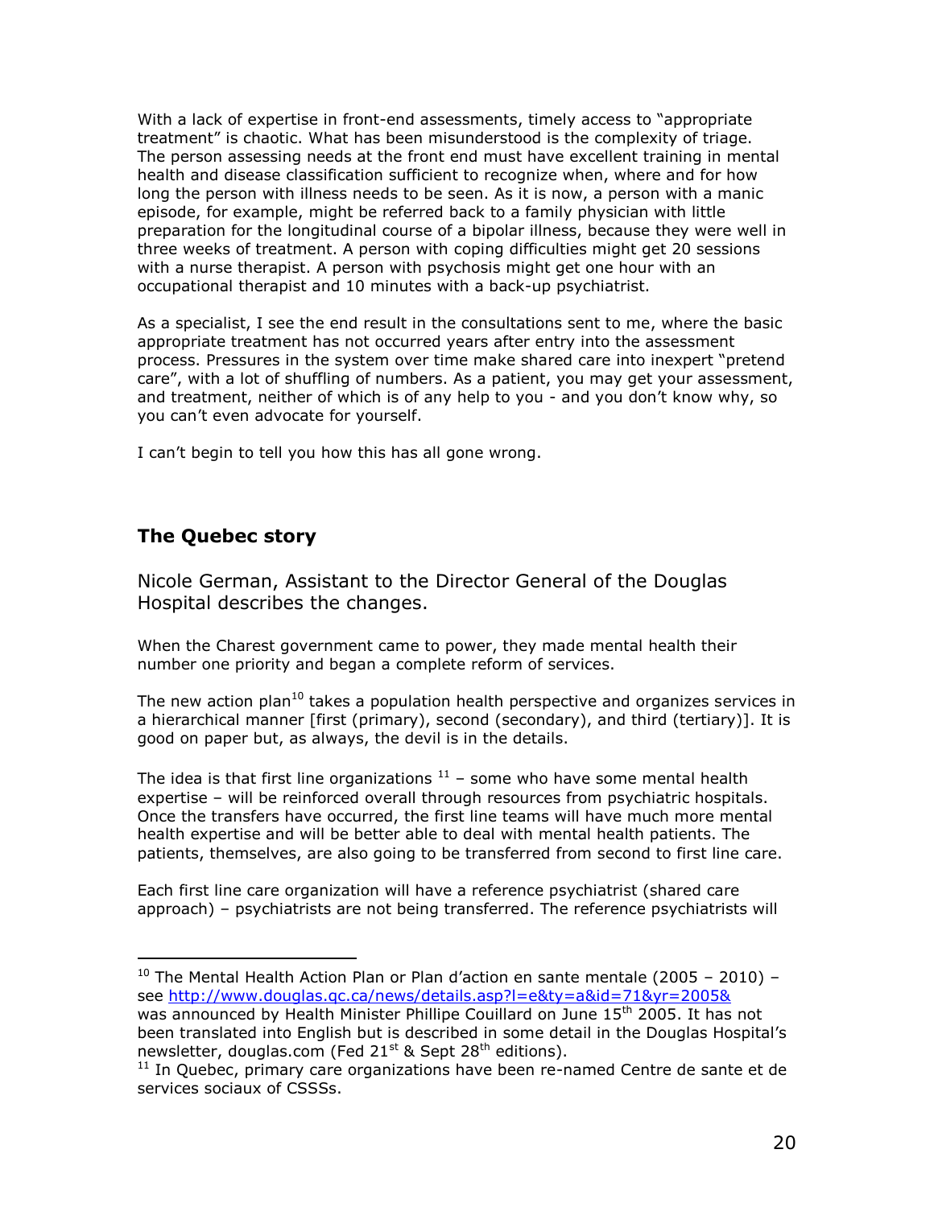With a lack of expertise in front-end assessments, timely access to "appropriate treatment" is chaotic. What has been misunderstood is the complexity of triage. The person assessing needs at the front end must have excellent training in mental health and disease classification sufficient to recognize when, where and for how long the person with illness needs to be seen. As it is now, a person with a manic episode, for example, might be referred back to a family physician with little preparation for the longitudinal course of a bipolar illness, because they were well in three weeks of treatment. A person with coping difficulties might get 20 sessions with a nurse therapist. A person with psychosis might get one hour with an occupational therapist and 10 minutes with a back-up psychiatrist.

As a specialist, I see the end result in the consultations sent to me, where the basic appropriate treatment has not occurred years after entry into the assessment process. Pressures in the system over time make shared care into inexpert "pretend care", with a lot of shuffling of numbers. As a patient, you may get your assessment, and treatment, neither of which is of any help to you - and you don't know why, so you can't even advocate for yourself.

I can't begin to tell you how this has all gone wrong.

## The Quebec story

### Nicole German, Assistant to the Director General of the Douglas Hospital describes the changes.

When the Charest government came to power, they made mental health their number one priority and began a complete reform of services.

The new action plan[10] takes a population health perspective and organizes services in a hierarchical manner [first (primary), second (secondary), and third (tertiary)]. It is good on paper but, as always, the devil is in the details.

The idea is that first line organizations [11] – some who have some mental health expertise – will be reinforced overall through resources from psychiatric hospitals. Once the transfers have occurred, the first line teams will have much more mental health expertise and will be better able to deal with mental health patients. The patients, themselves, are also going to be transferred from second to first line care.

Each first line care organization will have a reference psychiatrist (shared care approach) – psychiatrists are not being transferred. The reference psychiatrists will

---

[10] The Mental Health Action Plan or Plan d'action en sante mentale (2005 – 2010) – see http://www.douglas.qc.ca/news/details.asp?l=e&ty=a&id=71&yr=2005& was announced by Health Minister Phillipe Couillard on June 15th 2005. It has not been translated into English but is described in some detail in the Douglas Hospital's newsletter, douglas.com (Fed 21st & Sept 28th editions).

[11] In Quebec, primary care organizations have been re-named Centre de sante et de services sociaux of CSSSs.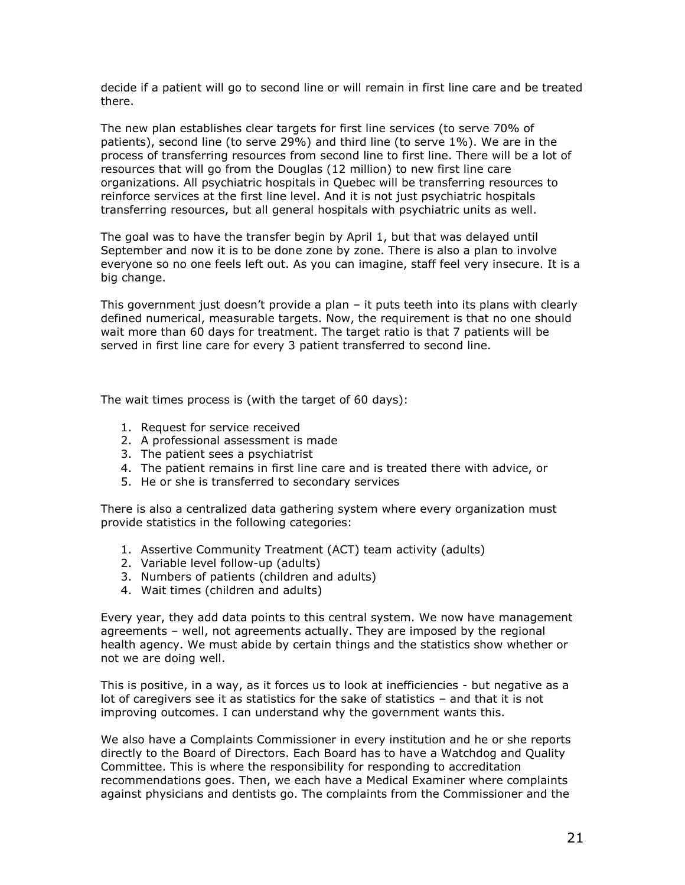decide if a patient will go to second line or will remain in first line care and be treated there.

The new plan establishes clear targets for first line services (to serve 70% of patients), second line (to serve 29%) and third line (to serve 1%). We are in the process of transferring resources from second line to first line. There will be a lot of resources that will go from the Douglas (12 million) to new first line care organizations. All psychiatric hospitals in Quebec will be transferring resources to reinforce services at the first line level. And it is not just psychiatric hospitals transferring resources, but all general hospitals with psychiatric units as well.

The goal was to have the transfer begin by April 1, but that was delayed until September and now it is to be done zone by zone. There is also a plan to involve everyone so no one feels left out. As you can imagine, staff feel very insecure. It is a big change.

This government just doesn't provide a plan – it puts teeth into its plans with clearly defined numerical, measurable targets. Now, the requirement is that no one should wait more than 60 days for treatment. The target ratio is that 7 patients will be served in first line care for every 3 patient transferred to second line.

The wait times process is (with the target of 60 days):

1. Request for service received
2. A professional assessment is made
3. The patient sees a psychiatrist
4. The patient remains in first line care and is treated there with advice, or
5. He or she is transferred to secondary services

There is also a centralized data gathering system where every organization must provide statistics in the following categories:

1. Assertive Community Treatment (ACT) team activity (adults)
2. Variable level follow-up (adults)
3. Numbers of patients (children and adults)
4. Wait times (children and adults)

Every year, they add data points to this central system. We now have management agreements – well, not agreements actually. They are imposed by the regional health agency. We must abide by certain things and the statistics show whether or not we are doing well.

This is positive, in a way, as it forces us to look at inefficiencies - but negative as a lot of caregivers see it as statistics for the sake of statistics – and that it is not improving outcomes. I can understand why the government wants this.

We also have a Complaints Commissioner in every institution and he or she reports directly to the Board of Directors. Each Board has to have a Watchdog and Quality Committee. This is where the responsibility for responding to accreditation recommendations goes. Then, we each have a Medical Examiner where complaints against physicians and dentists go. The complaints from the Commissioner and the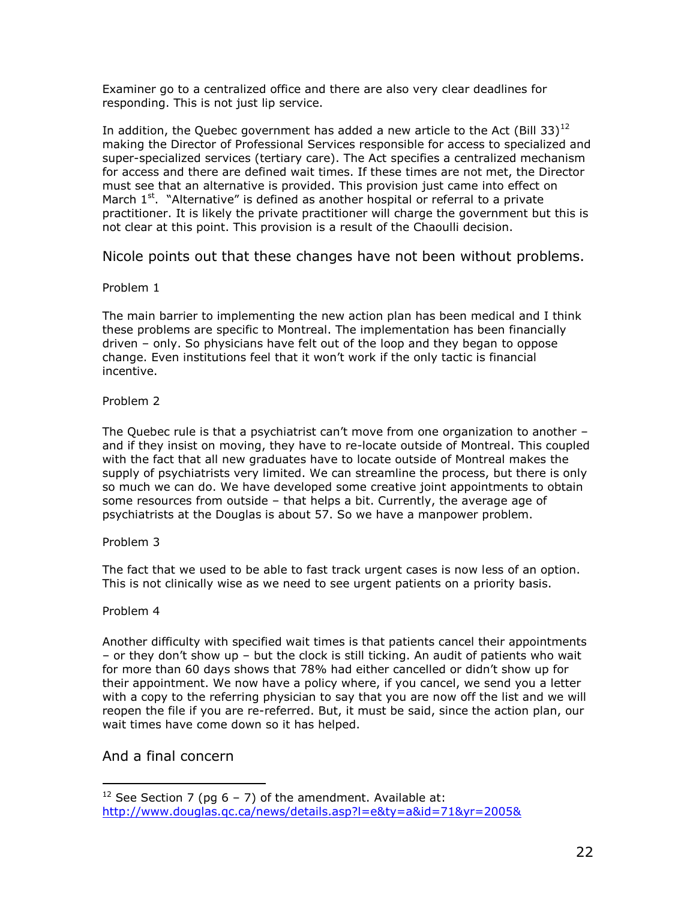Examiner go to a centralized office and there are also very clear deadlines for responding. This is not just lip service.

In addition, the Quebec government has added a new article to the Act (Bill 33)[12] making the Director of Professional Services responsible for access to specialized and super-specialized services (tertiary care). The Act specifies a centralized mechanism for access and there are defined wait times. If these times are not met, the Director must see that an alternative is provided. This provision just came into effect on March 1st. "Alternative" is defined as another hospital or referral to a private practitioner. It is likely the private practitioner will charge the government but this is not clear at this point. This provision is a result of the Chaoulli decision.

## Nicole points out that these changes have not been without problems.

Problem 1

The main barrier to implementing the new action plan has been medical and I think these problems are specific to Montreal. The implementation has been financially driven – only. So physicians have felt out of the loop and they began to oppose change. Even institutions feel that it won't work if the only tactic is financial incentive.

Problem 2

The Quebec rule is that a psychiatrist can't move from one organization to another – and if they insist on moving, they have to re-locate outside of Montreal. This coupled with the fact that all new graduates have to locate outside of Montreal makes the supply of psychiatrists very limited. We can streamline the process, but there is only so much we can do. We have developed some creative joint appointments to obtain some resources from outside – that helps a bit. Currently, the average age of psychiatrists at the Douglas is about 57. So we have a manpower problem.

Problem 3

The fact that we used to be able to fast track urgent cases is now less of an option. This is not clinically wise as we need to see urgent patients on a priority basis.

Problem 4

Another difficulty with specified wait times is that patients cancel their appointments – or they don't show up – but the clock is still ticking. An audit of patients who wait for more than 60 days shows that 78% had either cancelled or didn't show up for their appointment. We now have a policy where, if you cancel, we send you a letter with a copy to the referring physician to say that you are now off the list and we will reopen the file if you are re-referred. But, it must be said, since the action plan, our wait times have come down so it has helped.

## And a final concern

---

[12] See Section 7 (pg 6 – 7) of the amendment. Available at: http://www.douglas.qc.ca/news/details.asp?l=e&ty=a&id=71&yr=2005&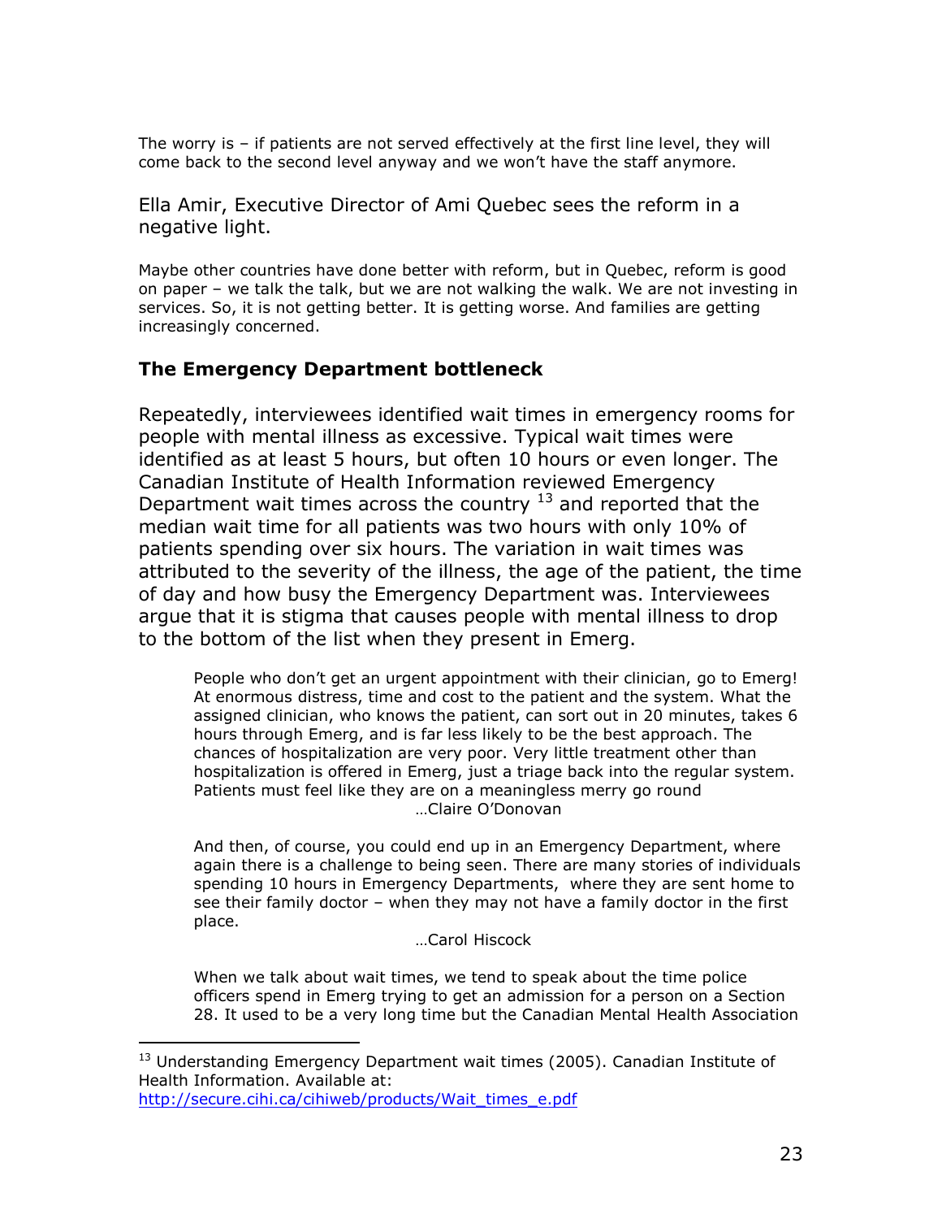The worry is – if patients are not served effectively at the first line level, they will come back to the second level anyway and we won't have the staff anymore.

Ella Amir, Executive Director of Ami Quebec sees the reform in a negative light.

Maybe other countries have done better with reform, but in Quebec, reform is good on paper – we talk the talk, but we are not walking the walk. We are not investing in services. So, it is not getting better. It is getting worse. And families are getting increasingly concerned.

### The Emergency Department bottleneck

Repeatedly, interviewees identified wait times in emergency rooms for people with mental illness as excessive. Typical wait times were identified as at least 5 hours, but often 10 hours or even longer. The Canadian Institute of Health Information reviewed Emergency Department wait times across the country [13] and reported that the median wait time for all patients was two hours with only 10% of patients spending over six hours. The variation in wait times was attributed to the severity of the illness, the age of the patient, the time of day and how busy the Emergency Department was. Interviewees argue that it is stigma that causes people with mental illness to drop to the bottom of the list when they present in Emerg.

> People who don't get an urgent appointment with their clinician, go to Emerg! At enormous distress, time and cost to the patient and the system. What the assigned clinician, who knows the patient, can sort out in 20 minutes, takes 6 hours through Emerg, and is far less likely to be the best approach. The chances of hospitalization are very poor. Very little treatment other than hospitalization is offered in Emerg, just a triage back into the regular system. Patients must feel like they are on a meaningless merry go round
>
> …Claire O'Donovan

> And then, of course, you could end up in an Emergency Department, where again there is a challenge to being seen. There are many stories of individuals spending 10 hours in Emergency Departments, where they are sent home to see their family doctor – when they may not have a family doctor in the first place.
>
> …Carol Hiscock

> When we talk about wait times, we tend to speak about the time police officers spend in Emerg trying to get an admission for a person on a Section 28. It used to be a very long time but the Canadian Mental Health Association

---

[13] Understanding Emergency Department wait times (2005). Canadian Institute of Health Information. Available at: http://secure.cihi.ca/cihiweb/products/Wait_times_e.pdf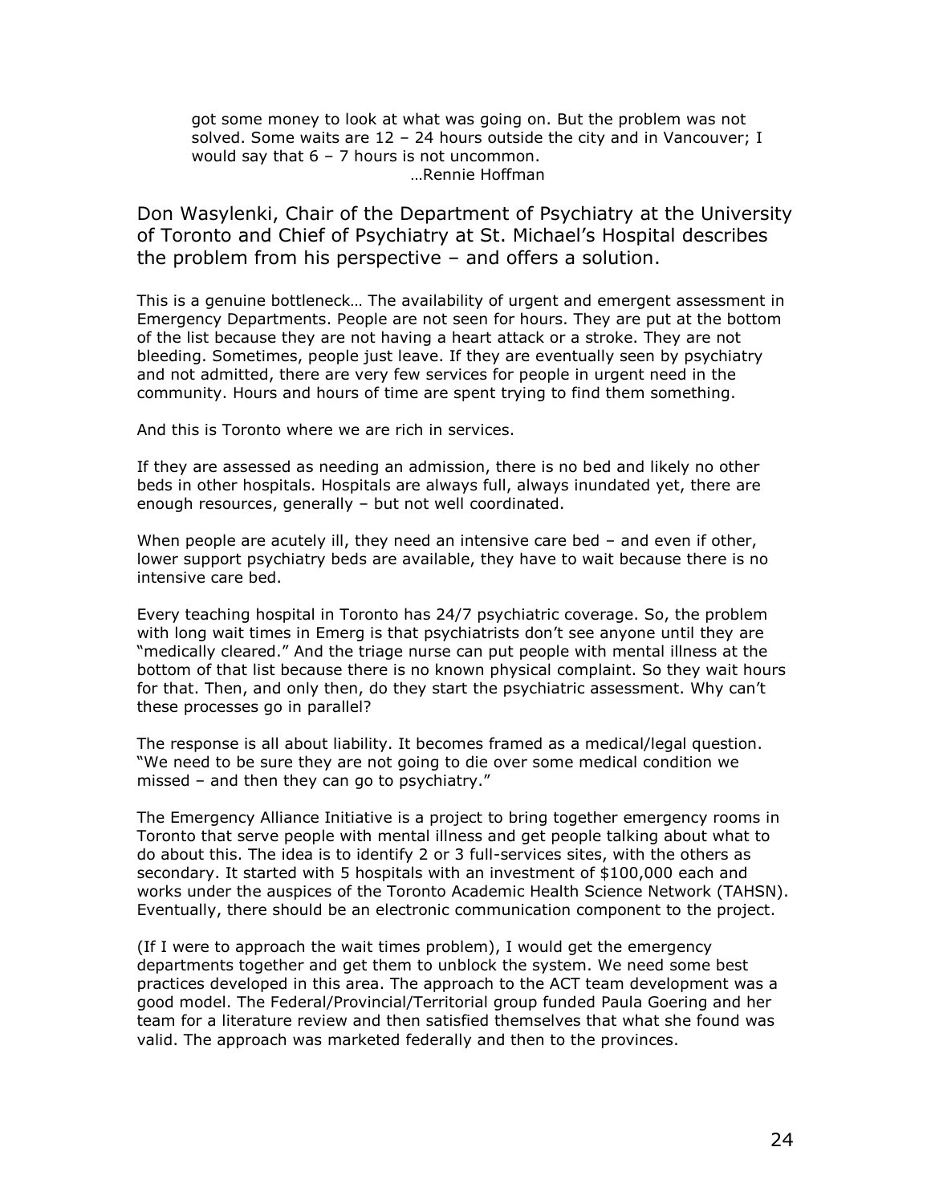got some money to look at what was going on. But the problem was not solved. Some waits are 12 – 24 hours outside the city and in Vancouver; I would say that 6 – 7 hours is not uncommon.

…Rennie Hoffman

Don Wasylenki, Chair of the Department of Psychiatry at the University of Toronto and Chief of Psychiatry at St. Michael's Hospital describes the problem from his perspective – and offers a solution.

This is a genuine bottleneck… The availability of urgent and emergent assessment in Emergency Departments. People are not seen for hours. They are put at the bottom of the list because they are not having a heart attack or a stroke. They are not bleeding. Sometimes, people just leave. If they are eventually seen by psychiatry and not admitted, there are very few services for people in urgent need in the community. Hours and hours of time are spent trying to find them something.

And this is Toronto where we are rich in services.

If they are assessed as needing an admission, there is no bed and likely no other beds in other hospitals. Hospitals are always full, always inundated yet, there are enough resources, generally – but not well coordinated.

When people are acutely ill, they need an intensive care bed – and even if other, lower support psychiatry beds are available, they have to wait because there is no intensive care bed.

Every teaching hospital in Toronto has 24/7 psychiatric coverage. So, the problem with long wait times in Emerg is that psychiatrists don't see anyone until they are "medically cleared." And the triage nurse can put people with mental illness at the bottom of that list because there is no known physical complaint. So they wait hours for that. Then, and only then, do they start the psychiatric assessment. Why can't these processes go in parallel?

The response is all about liability. It becomes framed as a medical/legal question. "We need to be sure they are not going to die over some medical condition we missed – and then they can go to psychiatry."

The Emergency Alliance Initiative is a project to bring together emergency rooms in Toronto that serve people with mental illness and get people talking about what to do about this. The idea is to identify 2 or 3 full-services sites, with the others as secondary. It started with 5 hospitals with an investment of $100,000 each and works under the auspices of the Toronto Academic Health Science Network (TAHSN). Eventually, there should be an electronic communication component to the project.

(If I were to approach the wait times problem), I would get the emergency departments together and get them to unblock the system. We need some best practices developed in this area. The approach to the ACT team development was a good model. The Federal/Provincial/Territorial group funded Paula Goering and her team for a literature review and then satisfied themselves that what she found was valid. The approach was marketed federally and then to the provinces.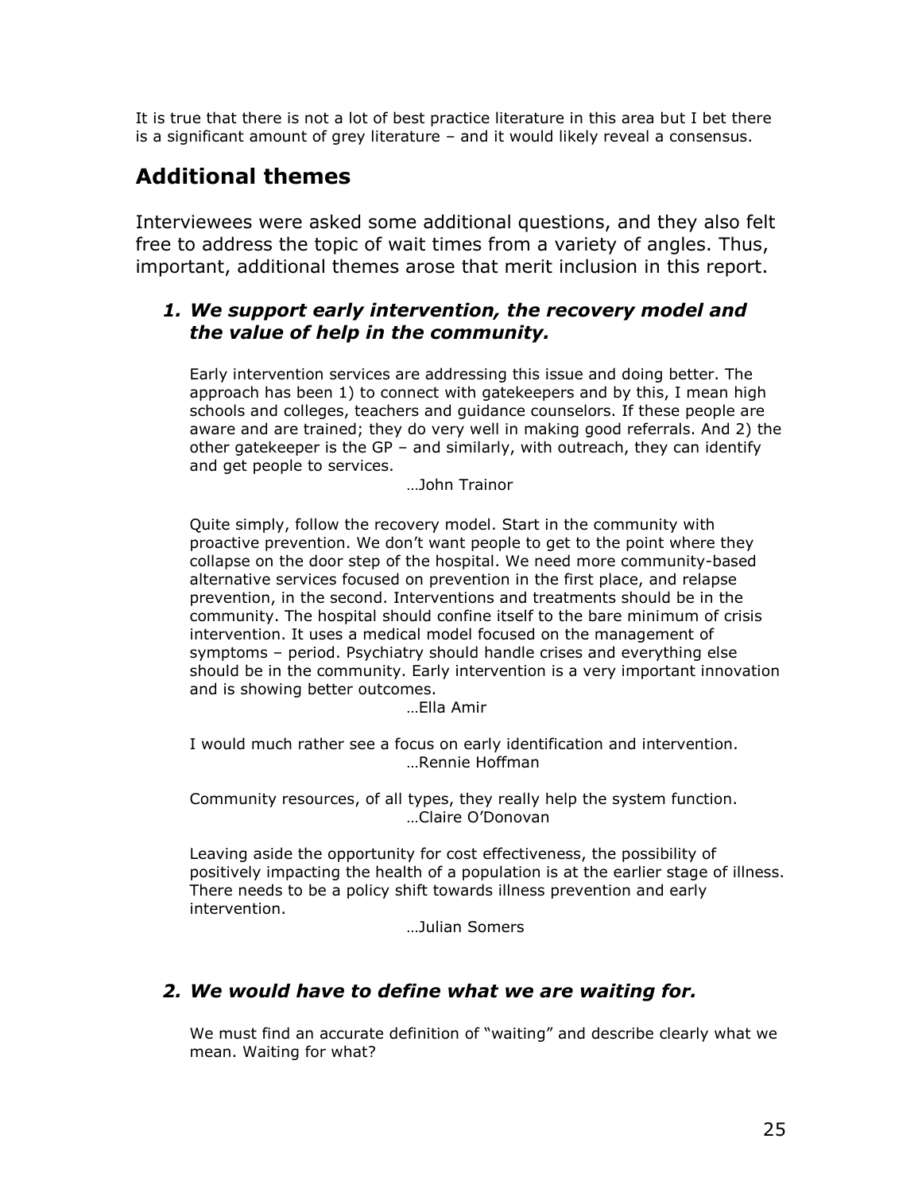It is true that there is not a lot of best practice literature in this area but I bet there is a significant amount of grey literature – and it would likely reveal a consensus.

## Additional themes

Interviewees were asked some additional questions, and they also felt free to address the topic of wait times from a variety of angles. Thus, important, additional themes arose that merit inclusion in this report.

### *1. We support early intervention, the recovery model and the value of help in the community.*

Early intervention services are addressing this issue and doing better. The approach has been 1) to connect with gatekeepers and by this, I mean high schools and colleges, teachers and guidance counselors. If these people are aware and are trained; they do very well in making good referrals. And 2) the other gatekeeper is the GP – and similarly, with outreach, they can identify and get people to services.

…John Trainor

Quite simply, follow the recovery model. Start in the community with proactive prevention. We don't want people to get to the point where they collapse on the door step of the hospital. We need more community-based alternative services focused on prevention in the first place, and relapse prevention, in the second. Interventions and treatments should be in the community. The hospital should confine itself to the bare minimum of crisis intervention. It uses a medical model focused on the management of symptoms – period. Psychiatry should handle crises and everything else should be in the community. Early intervention is a very important innovation and is showing better outcomes.

…Ella Amir

I would much rather see a focus on early identification and intervention.

…Rennie Hoffman

Community resources, of all types, they really help the system function.

…Claire O'Donovan

Leaving aside the opportunity for cost effectiveness, the possibility of positively impacting the health of a population is at the earlier stage of illness. There needs to be a policy shift towards illness prevention and early intervention.

…Julian Somers

### *2. We would have to define what we are waiting for.*

We must find an accurate definition of "waiting" and describe clearly what we mean. Waiting for what?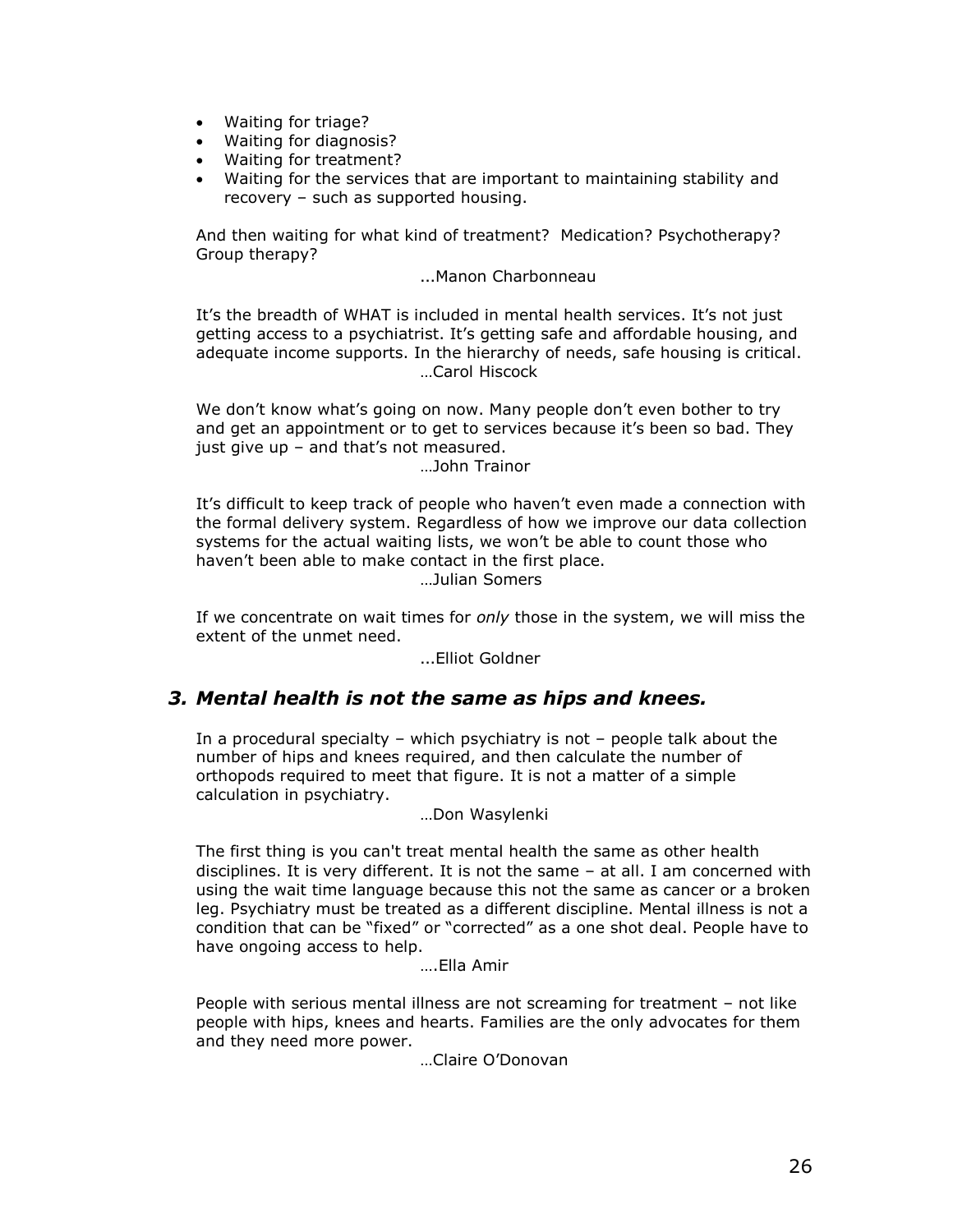- Waiting for triage?
- Waiting for diagnosis?
- Waiting for treatment?
- Waiting for the services that are important to maintaining stability and recovery – such as supported housing.

And then waiting for what kind of treatment? Medication? Psychotherapy? Group therapy?

...Manon Charbonneau

It's the breadth of WHAT is included in mental health services. It's not just getting access to a psychiatrist. It's getting safe and affordable housing, and adequate income supports. In the hierarchy of needs, safe housing is critical.

…Carol Hiscock

We don't know what's going on now. Many people don't even bother to try and get an appointment or to get to services because it's been so bad. They just give up – and that's not measured.

…John Trainor

It's difficult to keep track of people who haven't even made a connection with the formal delivery system. Regardless of how we improve our data collection systems for the actual waiting lists, we won't be able to count those who haven't been able to make contact in the first place.

…Julian Somers

If we concentrate on wait times for *only* those in the system, we will miss the extent of the unmet need.

...Elliot Goldner

## *3. Mental health is not the same as hips and knees.*

In a procedural specialty – which psychiatry is not – people talk about the number of hips and knees required, and then calculate the number of orthopods required to meet that figure. It is not a matter of a simple calculation in psychiatry.

…Don Wasylenki

The first thing is you can't treat mental health the same as other health disciplines. It is very different. It is not the same – at all. I am concerned with using the wait time language because this not the same as cancer or a broken leg. Psychiatry must be treated as a different discipline. Mental illness is not a condition that can be "fixed" or "corrected" as a one shot deal. People have to have ongoing access to help.

….Ella Amir

People with serious mental illness are not screaming for treatment – not like people with hips, knees and hearts. Families are the only advocates for them and they need more power.

…Claire O'Donovan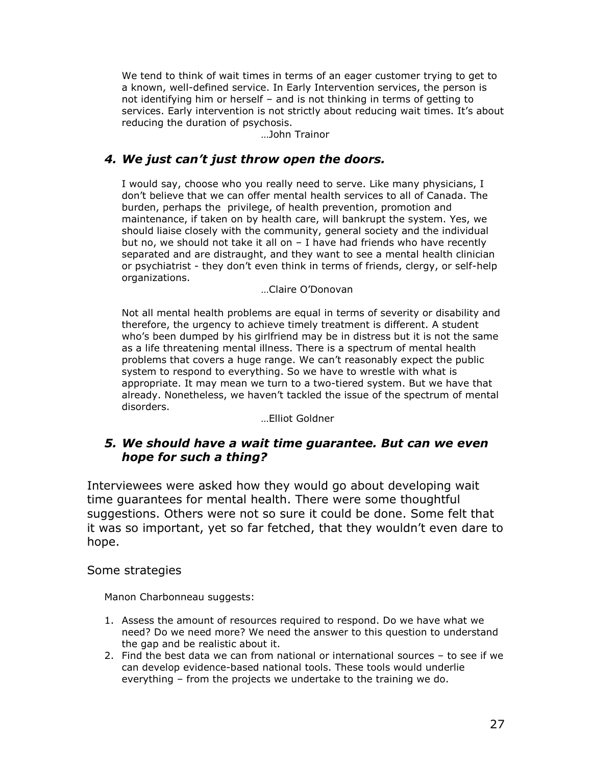We tend to think of wait times in terms of an eager customer trying to get to a known, well-defined service. In Early Intervention services, the person is not identifying him or herself – and is not thinking in terms of getting to services. Early intervention is not strictly about reducing wait times. It's about reducing the duration of psychosis.

…John Trainor

### *4. We just can't just throw open the doors.*

I would say, choose who you really need to serve. Like many physicians, I don't believe that we can offer mental health services to all of Canada. The burden, perhaps the privilege, of health prevention, promotion and maintenance, if taken on by health care, will bankrupt the system. Yes, we should liaise closely with the community, general society and the individual but no, we should not take it all on – I have had friends who have recently separated and are distraught, and they want to see a mental health clinician or psychiatrist - they don't even think in terms of friends, clergy, or self-help organizations.

…Claire O'Donovan

Not all mental health problems are equal in terms of severity or disability and therefore, the urgency to achieve timely treatment is different. A student who's been dumped by his girlfriend may be in distress but it is not the same as a life threatening mental illness. There is a spectrum of mental health problems that covers a huge range. We can't reasonably expect the public system to respond to everything. So we have to wrestle with what is appropriate. It may mean we turn to a two-tiered system. But we have that already. Nonetheless, we haven't tackled the issue of the spectrum of mental disorders.

…Elliot Goldner

### *5. We should have a wait time guarantee. But can we even hope for such a thing?*

Interviewees were asked how they would go about developing wait time guarantees for mental health. There were some thoughtful suggestions. Others were not so sure it could be done. Some felt that it was so important, yet so far fetched, that they wouldn't even dare to hope.

Some strategies

Manon Charbonneau suggests:

1. Assess the amount of resources required to respond. Do we have what we need? Do we need more? We need the answer to this question to understand the gap and be realistic about it.
2. Find the best data we can from national or international sources – to see if we can develop evidence-based national tools. These tools would underlie everything – from the projects we undertake to the training we do.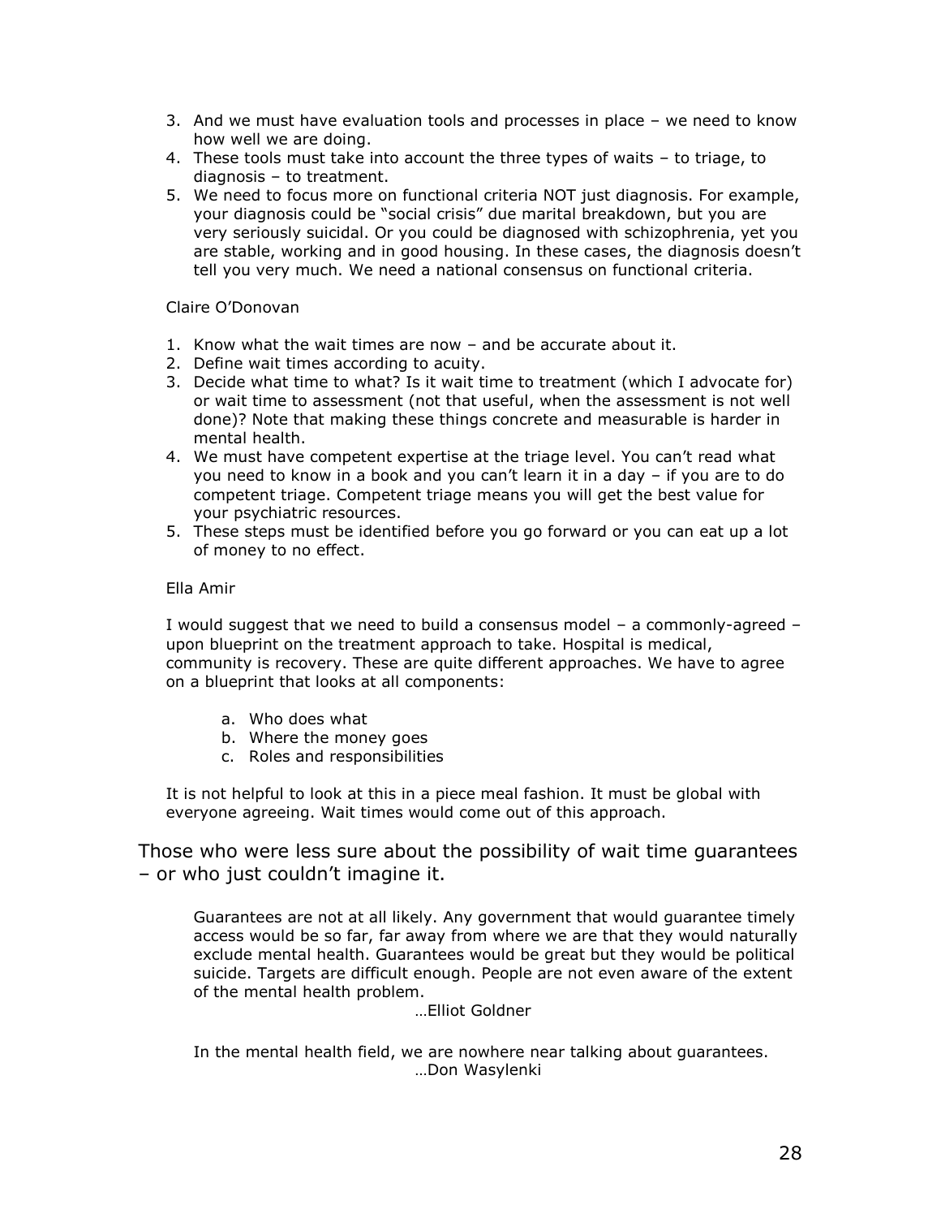3. And we must have evaluation tools and processes in place – we need to know how well we are doing.
4. These tools must take into account the three types of waits – to triage, to diagnosis – to treatment.
5. We need to focus more on functional criteria NOT just diagnosis. For example, your diagnosis could be "social crisis" due marital breakdown, but you are very seriously suicidal. Or you could be diagnosed with schizophrenia, yet you are stable, working and in good housing. In these cases, the diagnosis doesn't tell you very much. We need a national consensus on functional criteria.

Claire O'Donovan

1. Know what the wait times are now – and be accurate about it.
2. Define wait times according to acuity.
3. Decide what time to what? Is it wait time to treatment (which I advocate for) or wait time to assessment (not that useful, when the assessment is not well done)? Note that making these things concrete and measurable is harder in mental health.
4. We must have competent expertise at the triage level. You can't read what you need to know in a book and you can't learn it in a day – if you are to do competent triage. Competent triage means you will get the best value for your psychiatric resources.
5. These steps must be identified before you go forward or you can eat up a lot of money to no effect.

Ella Amir

I would suggest that we need to build a consensus model – a commonly-agreed – upon blueprint on the treatment approach to take. Hospital is medical, community is recovery. These are quite different approaches. We have to agree on a blueprint that looks at all components:

a. Who does what
b. Where the money goes
c. Roles and responsibilities

It is not helpful to look at this in a piece meal fashion. It must be global with everyone agreeing. Wait times would come out of this approach.

## Those who were less sure about the possibility of wait time guarantees – or who just couldn't imagine it.

> Guarantees are not at all likely. Any government that would guarantee timely access would be so far, far away from where we are that they would naturally exclude mental health. Guarantees would be great but they would be political suicide. Targets are difficult enough. People are not even aware of the extent of the mental health problem.
>
> …Elliot Goldner

> In the mental health field, we are nowhere near talking about guarantees.
>
> …Don Wasylenki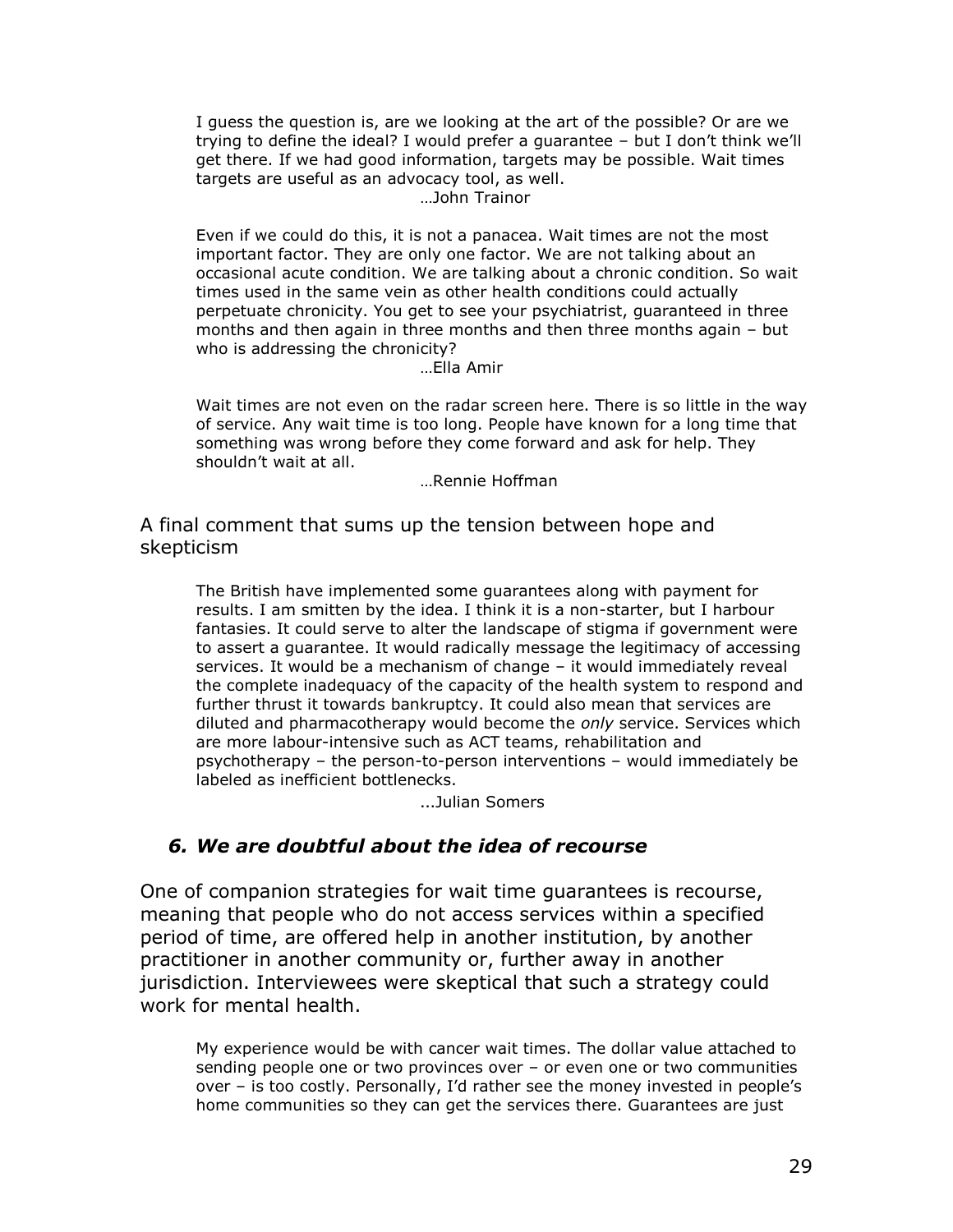> I guess the question is, are we looking at the art of the possible? Or are we trying to define the ideal? I would prefer a guarantee – but I don't think we'll get there. If we had good information, targets may be possible. Wait times targets are useful as an advocacy tool, as well.
>
> …John Trainor

> Even if we could do this, it is not a panacea. Wait times are not the most important factor. They are only one factor. We are not talking about an occasional acute condition. We are talking about a chronic condition. So wait times used in the same vein as other health conditions could actually perpetuate chronicity. You get to see your psychiatrist, guaranteed in three months and then again in three months and then three months again – but who is addressing the chronicity?
>
> …Ella Amir

> Wait times are not even on the radar screen here. There is so little in the way of service. Any wait time is too long. People have known for a long time that something was wrong before they come forward and ask for help. They shouldn't wait at all.
>
> …Rennie Hoffman

A final comment that sums up the tension between hope and skepticism

> The British have implemented some guarantees along with payment for results. I am smitten by the idea. I think it is a non-starter, but I harbour fantasies. It could serve to alter the landscape of stigma if government were to assert a guarantee. It would radically message the legitimacy of accessing services. It would be a mechanism of change – it would immediately reveal the complete inadequacy of the capacity of the health system to respond and further thrust it towards bankruptcy. It could also mean that services are diluted and pharmacotherapy would become the *only* service. Services which are more labour-intensive such as ACT teams, rehabilitation and psychotherapy – the person-to-person interventions – would immediately be labeled as inefficient bottlenecks.
>
> ...Julian Somers

### *6. We are doubtful about the idea of recourse*

One of companion strategies for wait time guarantees is recourse, meaning that people who do not access services within a specified period of time, are offered help in another institution, by another practitioner in another community or, further away in another jurisdiction. Interviewees were skeptical that such a strategy could work for mental health.

> My experience would be with cancer wait times. The dollar value attached to sending people one or two provinces over – or even one or two communities over – is too costly. Personally, I'd rather see the money invested in people's home communities so they can get the services there. Guarantees are just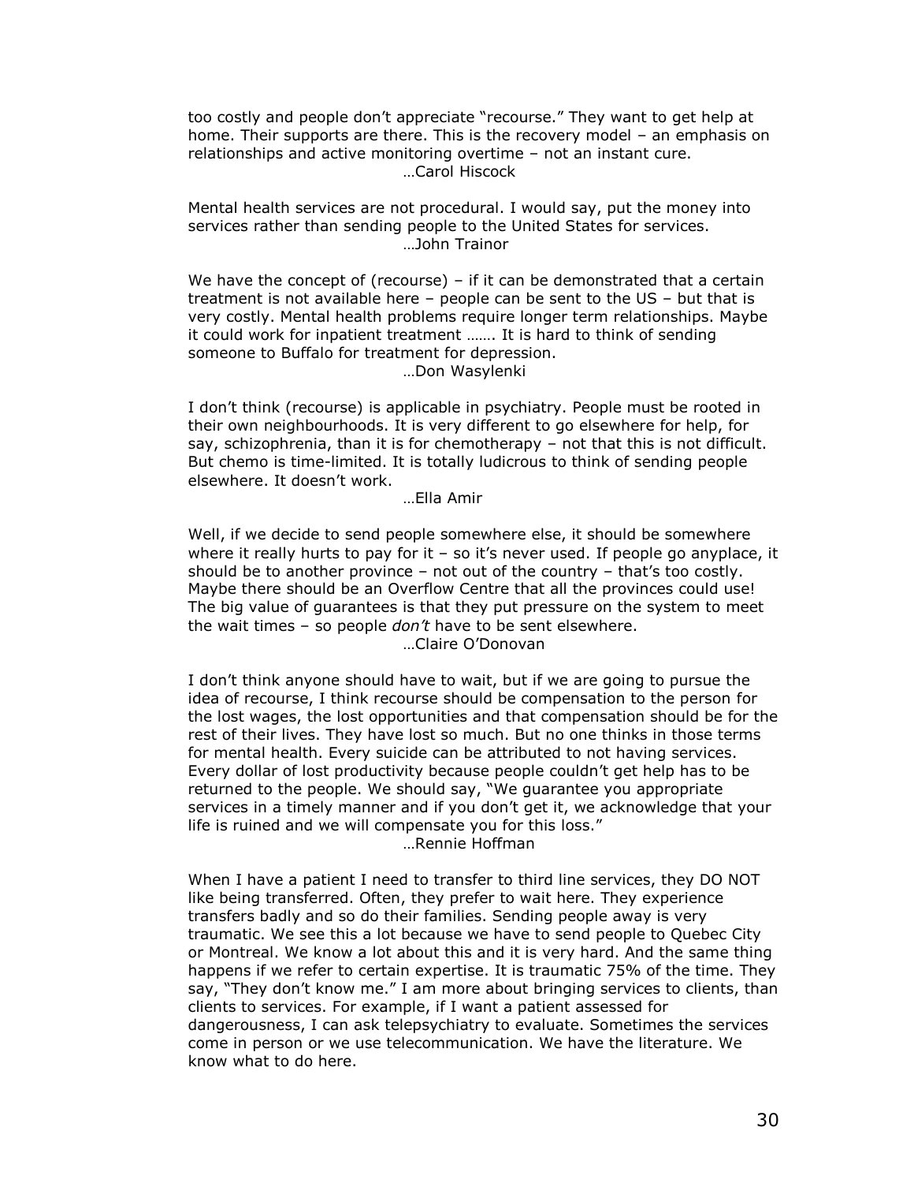too costly and people don't appreciate "recourse." They want to get help at home. Their supports are there. This is the recovery model – an emphasis on relationships and active monitoring overtime – not an instant cure.

…Carol Hiscock

Mental health services are not procedural. I would say, put the money into services rather than sending people to the United States for services.

…John Trainor

We have the concept of (recourse) – if it can be demonstrated that a certain treatment is not available here – people can be sent to the US – but that is very costly. Mental health problems require longer term relationships. Maybe it could work for inpatient treatment ……. It is hard to think of sending someone to Buffalo for treatment for depression.

…Don Wasylenki

I don't think (recourse) is applicable in psychiatry. People must be rooted in their own neighbourhoods. It is very different to go elsewhere for help, for say, schizophrenia, than it is for chemotherapy – not that this is not difficult. But chemo is time-limited. It is totally ludicrous to think of sending people elsewhere. It doesn't work.

…Ella Amir

Well, if we decide to send people somewhere else, it should be somewhere where it really hurts to pay for it – so it's never used. If people go anyplace, it should be to another province – not out of the country – that's too costly. Maybe there should be an Overflow Centre that all the provinces could use! The big value of guarantees is that they put pressure on the system to meet the wait times – so people *don't* have to be sent elsewhere.

…Claire O'Donovan

I don't think anyone should have to wait, but if we are going to pursue the idea of recourse, I think recourse should be compensation to the person for the lost wages, the lost opportunities and that compensation should be for the rest of their lives. They have lost so much. But no one thinks in those terms for mental health. Every suicide can be attributed to not having services. Every dollar of lost productivity because people couldn't get help has to be returned to the people. We should say, "We guarantee you appropriate services in a timely manner and if you don't get it, we acknowledge that your life is ruined and we will compensate you for this loss."

…Rennie Hoffman

When I have a patient I need to transfer to third line services, they DO NOT like being transferred. Often, they prefer to wait here. They experience transfers badly and so do their families. Sending people away is very traumatic. We see this a lot because we have to send people to Quebec City or Montreal. We know a lot about this and it is very hard. And the same thing happens if we refer to certain expertise. It is traumatic 75% of the time. They say, "They don't know me." I am more about bringing services to clients, than clients to services. For example, if I want a patient assessed for dangerousness, I can ask telepsychiatry to evaluate. Sometimes the services come in person or we use telecommunication. We have the literature. We know what to do here.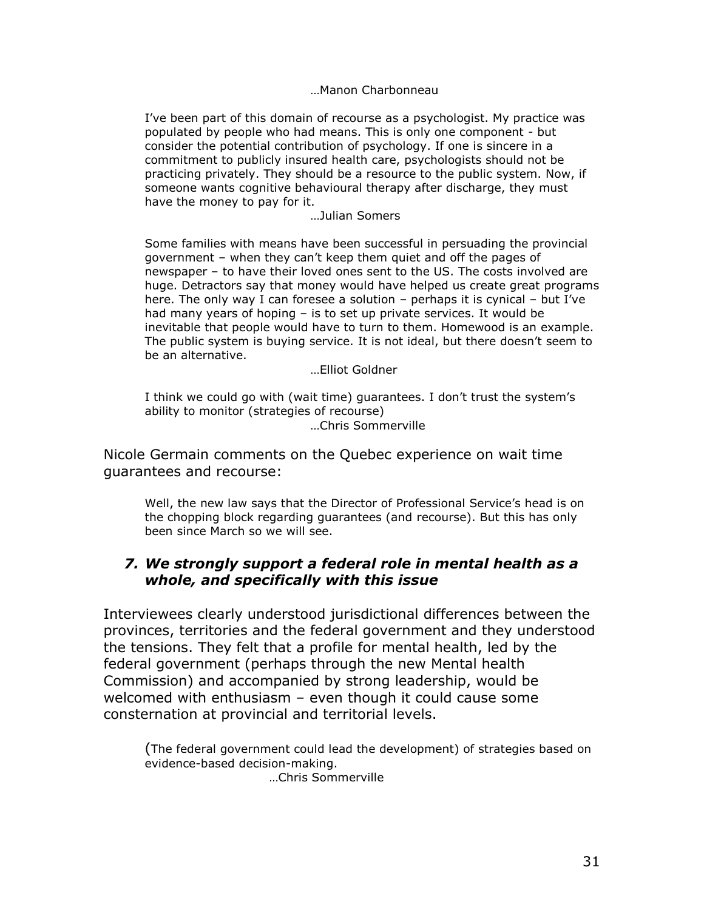…Manon Charbonneau

> I've been part of this domain of recourse as a psychologist. My practice was populated by people who had means. This is only one component - but consider the potential contribution of psychology. If one is sincere in a commitment to publicly insured health care, psychologists should not be practicing privately. They should be a resource to the public system. Now, if someone wants cognitive behavioural therapy after discharge, they must have the money to pay for it.
>
> …Julian Somers

> Some families with means have been successful in persuading the provincial government – when they can't keep them quiet and off the pages of newspaper – to have their loved ones sent to the US. The costs involved are huge. Detractors say that money would have helped us create great programs here. The only way I can foresee a solution – perhaps it is cynical – but I've had many years of hoping – is to set up private services. It would be inevitable that people would have to turn to them. Homewood is an example. The public system is buying service. It is not ideal, but there doesn't seem to be an alternative.
>
> …Elliot Goldner

> I think we could go with (wait time) guarantees. I don't trust the system's ability to monitor (strategies of recourse)
>
> …Chris Sommerville

Nicole Germain comments on the Quebec experience on wait time guarantees and recourse:

> Well, the new law says that the Director of Professional Service's head is on the chopping block regarding guarantees (and recourse). But this has only been since March so we will see.

### *7. We strongly support a federal role in mental health as a whole, and specifically with this issue*

Interviewees clearly understood jurisdictional differences between the provinces, territories and the federal government and they understood the tensions. They felt that a profile for mental health, led by the federal government (perhaps through the new Mental health Commission) and accompanied by strong leadership, would be welcomed with enthusiasm – even though it could cause some consternation at provincial and territorial levels.

> (The federal government could lead the development) of strategies based on evidence-based decision-making.
>
> …Chris Sommerville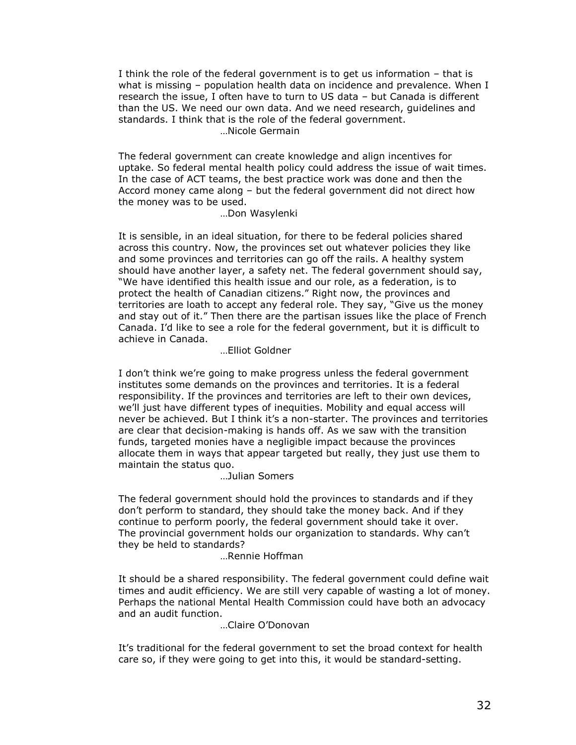I think the role of the federal government is to get us information – that is what is missing – population health data on incidence and prevalence. When I research the issue, I often have to turn to US data – but Canada is different than the US. We need our own data. And we need research, guidelines and standards. I think that is the role of the federal government.

…Nicole Germain

The federal government can create knowledge and align incentives for uptake. So federal mental health policy could address the issue of wait times. In the case of ACT teams, the best practice work was done and then the Accord money came along – but the federal government did not direct how the money was to be used.

…Don Wasylenki

It is sensible, in an ideal situation, for there to be federal policies shared across this country. Now, the provinces set out whatever policies they like and some provinces and territories can go off the rails. A healthy system should have another layer, a safety net. The federal government should say, "We have identified this health issue and our role, as a federation, is to protect the health of Canadian citizens." Right now, the provinces and territories are loath to accept any federal role. They say, "Give us the money and stay out of it." Then there are the partisan issues like the place of French Canada. I'd like to see a role for the federal government, but it is difficult to achieve in Canada.

…Elliot Goldner

I don't think we're going to make progress unless the federal government institutes some demands on the provinces and territories. It is a federal responsibility. If the provinces and territories are left to their own devices, we'll just have different types of inequities. Mobility and equal access will never be achieved. But I think it's a non-starter. The provinces and territories are clear that decision-making is hands off. As we saw with the transition funds, targeted monies have a negligible impact because the provinces allocate them in ways that appear targeted but really, they just use them to maintain the status quo.

…Julian Somers

The federal government should hold the provinces to standards and if they don't perform to standard, they should take the money back. And if they continue to perform poorly, the federal government should take it over. The provincial government holds our organization to standards. Why can't they be held to standards?

…Rennie Hoffman

It should be a shared responsibility. The federal government could define wait times and audit efficiency. We are still very capable of wasting a lot of money. Perhaps the national Mental Health Commission could have both an advocacy and an audit function.

…Claire O'Donovan

It's traditional for the federal government to set the broad context for health care so, if they were going to get into this, it would be standard-setting.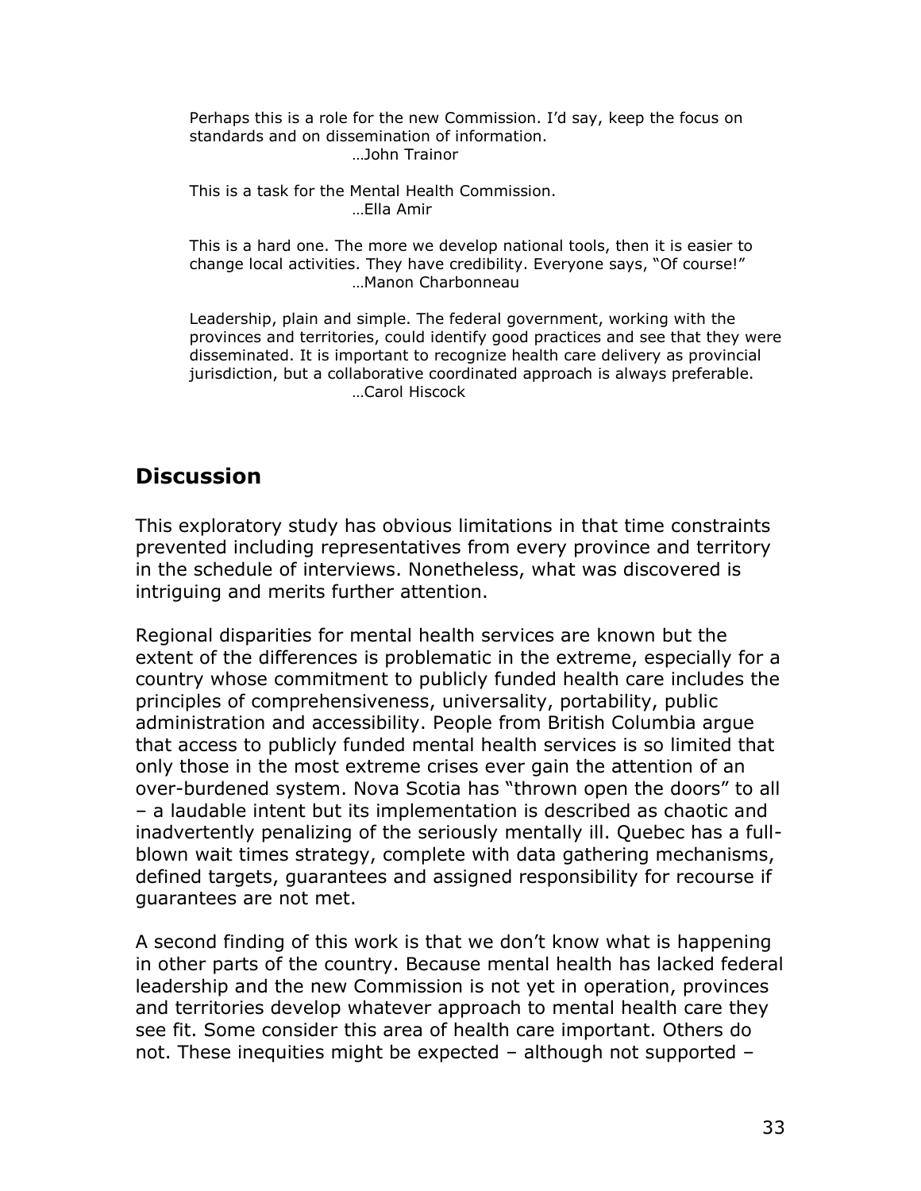> Perhaps this is a role for the new Commission. I'd say, keep the focus on standards and on dissemination of information.
> …John Trainor

> This is a task for the Mental Health Commission.
> …Ella Amir

> This is a hard one. The more we develop national tools, then it is easier to change local activities. They have credibility. Everyone says, "Of course!"
> …Manon Charbonneau

> Leadership, plain and simple. The federal government, working with the provinces and territories, could identify good practices and see that they were disseminated. It is important to recognize health care delivery as provincial jurisdiction, but a collaborative coordinated approach is always preferable.
> …Carol Hiscock

## Discussion

This exploratory study has obvious limitations in that time constraints prevented including representatives from every province and territory in the schedule of interviews. Nonetheless, what was discovered is intriguing and merits further attention.

Regional disparities for mental health services are known but the extent of the differences is problematic in the extreme, especially for a country whose commitment to publicly funded health care includes the principles of comprehensiveness, universality, portability, public administration and accessibility. People from British Columbia argue that access to publicly funded mental health services is so limited that only those in the most extreme crises ever gain the attention of an over-burdened system. Nova Scotia has "thrown open the doors" to all – a laudable intent but its implementation is described as chaotic and inadvertently penalizing of the seriously mentally ill. Quebec has a full-blown wait times strategy, complete with data gathering mechanisms, defined targets, guarantees and assigned responsibility for recourse if guarantees are not met.

A second finding of this work is that we don't know what is happening in other parts of the country. Because mental health has lacked federal leadership and the new Commission is not yet in operation, provinces and territories develop whatever approach to mental health care they see fit. Some consider this area of health care important. Others do not. These inequities might be expected – although not supported –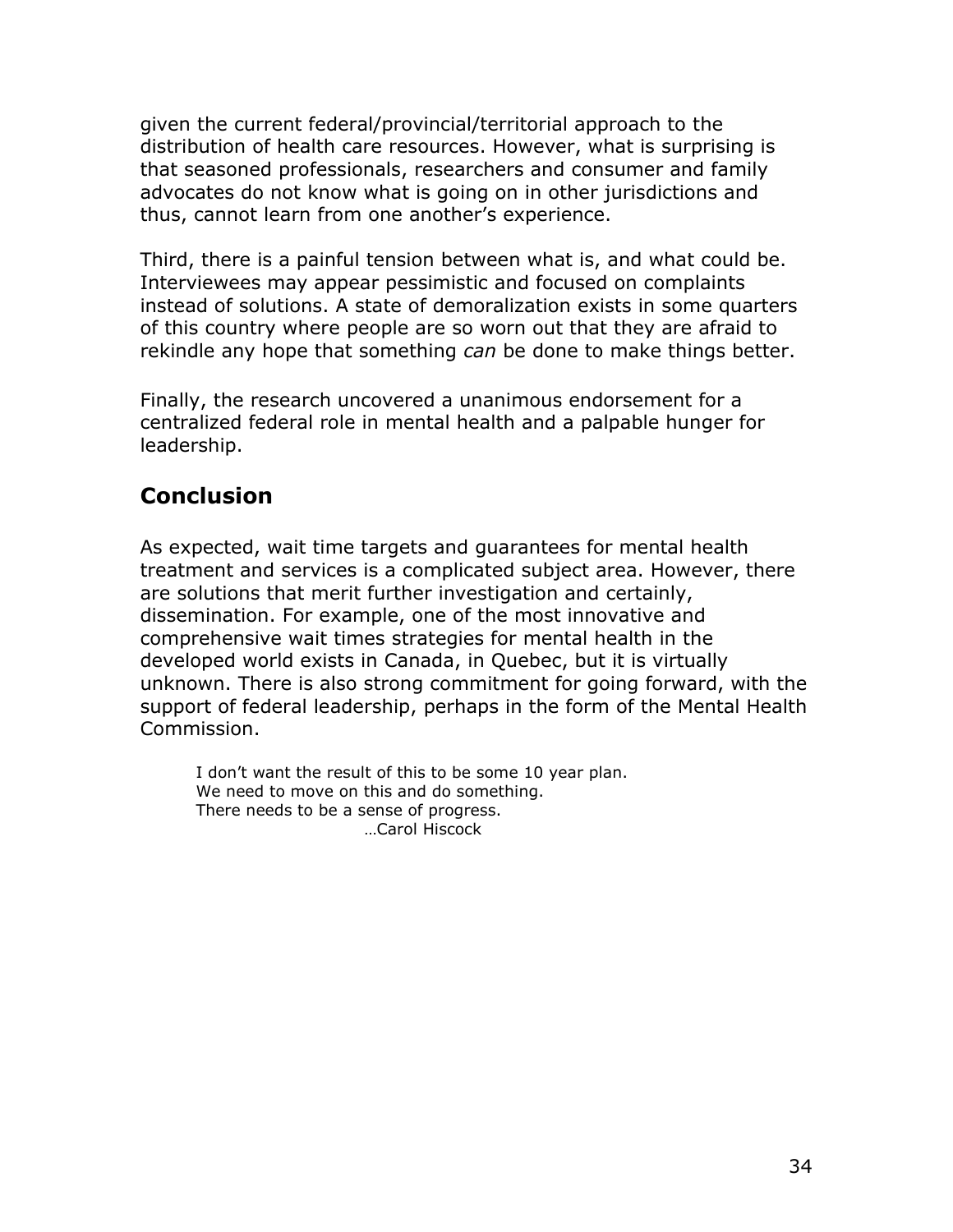given the current federal/provincial/territorial approach to the distribution of health care resources. However, what is surprising is that seasoned professionals, researchers and consumer and family advocates do not know what is going on in other jurisdictions and thus, cannot learn from one another's experience.

Third, there is a painful tension between what is, and what could be. Interviewees may appear pessimistic and focused on complaints instead of solutions. A state of demoralization exists in some quarters of this country where people are so worn out that they are afraid to rekindle any hope that something *can* be done to make things better.

Finally, the research uncovered a unanimous endorsement for a centralized federal role in mental health and a palpable hunger for leadership.

## Conclusion

As expected, wait time targets and guarantees for mental health treatment and services is a complicated subject area. However, there are solutions that merit further investigation and certainly, dissemination. For example, one of the most innovative and comprehensive wait times strategies for mental health in the developed world exists in Canada, in Quebec, but it is virtually unknown. There is also strong commitment for going forward, with the support of federal leadership, perhaps in the form of the Mental Health Commission.

> I don't want the result of this to be some 10 year plan.
> We need to move on this and do something.
> There needs to be a sense of progress.
> …Carol Hiscock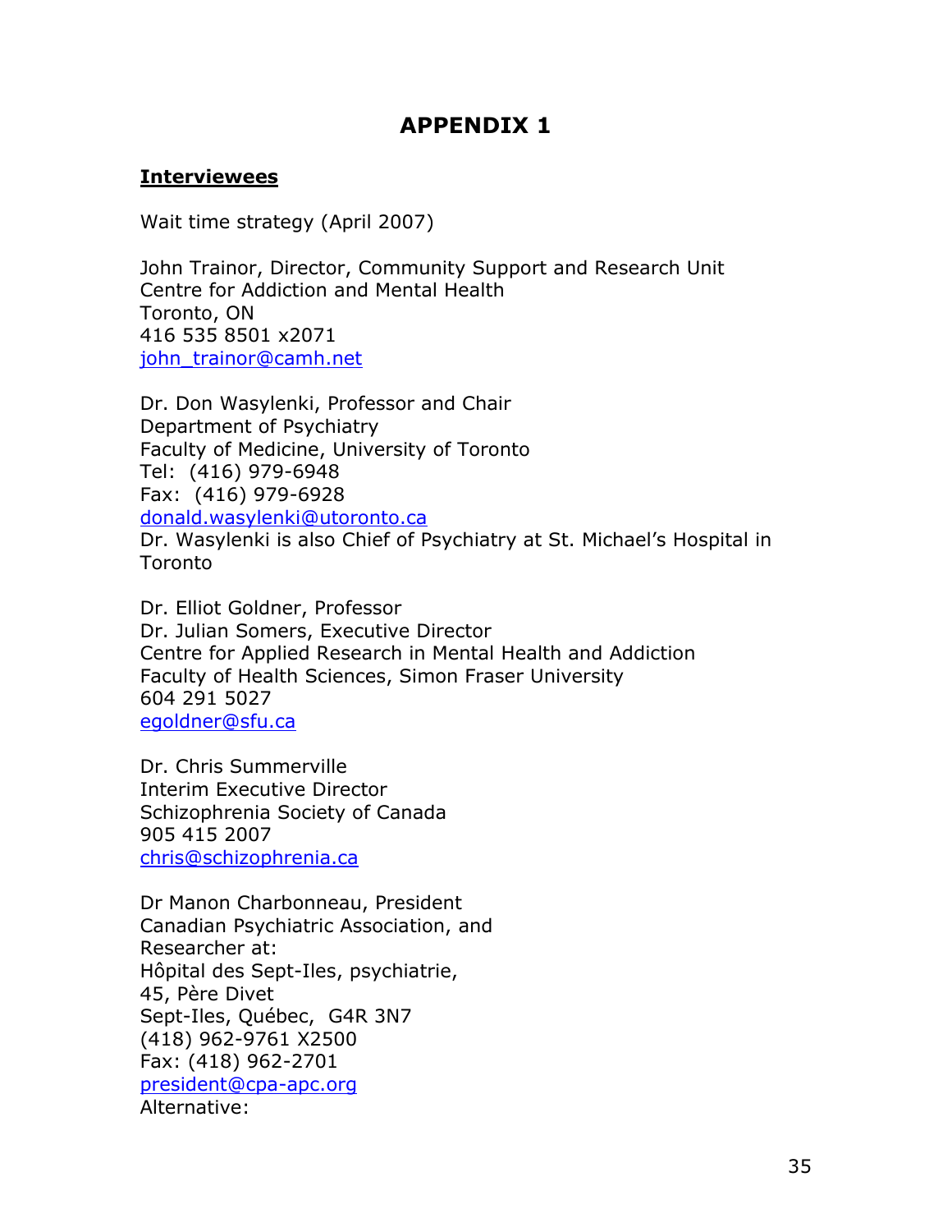# APPENDIX 1

**Interviewees**

Wait time strategy (April 2007)

John Trainor, Director, Community Support and Research Unit
Centre for Addiction and Mental Health
Toronto, ON
416 535 8501 x2071
john_trainor@camh.net

Dr. Don Wasylenki, Professor and Chair
Department of Psychiatry
Faculty of Medicine, University of Toronto
Tel: (416) 979-6948
Fax: (416) 979-6928
donald.wasylenki@utoronto.ca
Dr. Wasylenki is also Chief of Psychiatry at St. Michael's Hospital in Toronto

Dr. Elliot Goldner, Professor
Dr. Julian Somers, Executive Director
Centre for Applied Research in Mental Health and Addiction
Faculty of Health Sciences, Simon Fraser University
604 291 5027
egoldner@sfu.ca

Dr. Chris Summerville
Interim Executive Director
Schizophrenia Society of Canada
905 415 2007
chris@schizophrenia.ca

Dr Manon Charbonneau, President
Canadian Psychiatric Association, and
Researcher at:
Hôpital des Sept-Iles, psychiatrie,
45, Père Divet
Sept-Iles, Québec, G4R 3N7
(418) 962-9761 X2500
Fax: (418) 962-2701
president@cpa-apc.org
Alternative: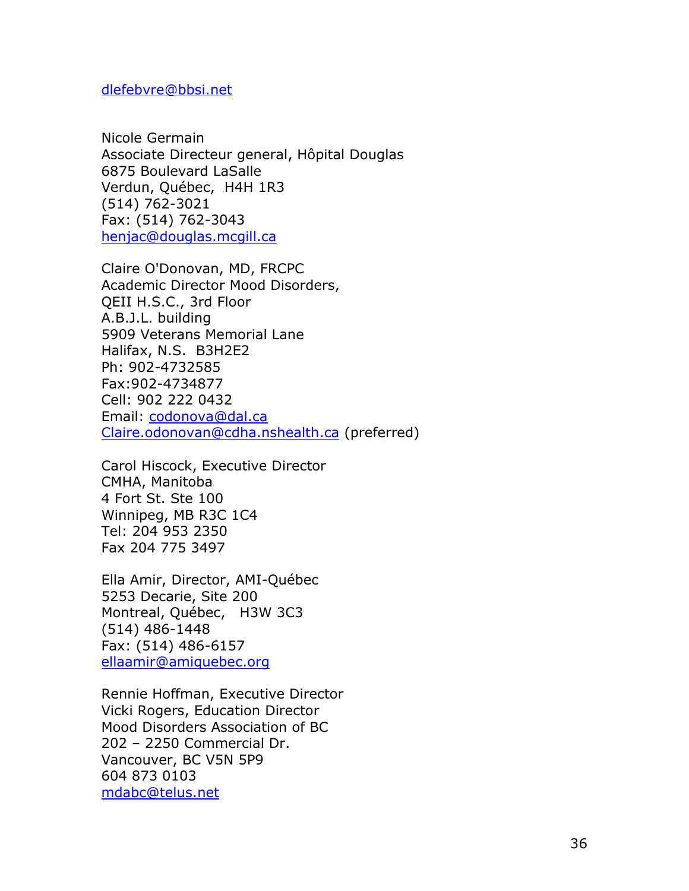dlefebvre@bbsi.net

Nicole Germain
Associate Directeur general, Hôpital Douglas
6875 Boulevard LaSalle
Verdun, Québec, H4H 1R3
(514) 762-3021
Fax: (514) 762-3043
henjac@douglas.mcgill.ca

Claire O'Donovan, MD, FRCPC
Academic Director Mood Disorders,
QEII H.S.C., 3rd Floor
A.B.J.L. building
5909 Veterans Memorial Lane
Halifax, N.S. B3H2E2
Ph: 902-4732585
Fax:902-4734877
Cell: 902 222 0432
Email: codonova@dal.ca
Claire.odonovan@cdha.nshealth.ca (preferred)

Carol Hiscock, Executive Director
CMHA, Manitoba
4 Fort St. Ste 100
Winnipeg, MB R3C 1C4
Tel: 204 953 2350
Fax 204 775 3497

Ella Amir, Director, AMI-Québec
5253 Decarie, Site 200
Montreal, Québec, H3W 3C3
(514) 486-1448
Fax: (514) 486-6157
ellaamir@amiquebec.org

Rennie Hoffman, Executive Director
Vicki Rogers, Education Director
Mood Disorders Association of BC
202 – 2250 Commercial Dr.
Vancouver, BC V5N 5P9
604 873 0103
mdabc@telus.net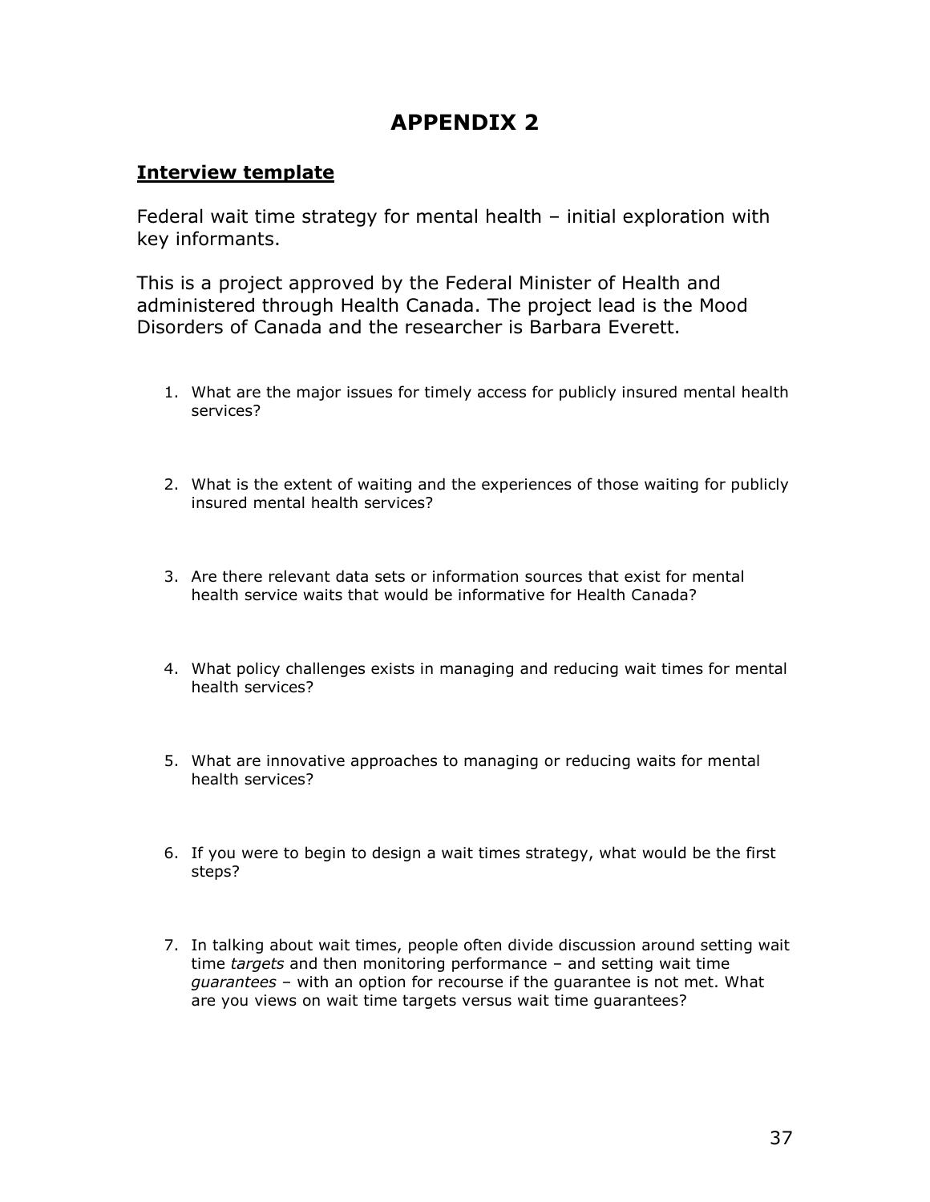# APPENDIX 2

## **Interview template**

Federal wait time strategy for mental health – initial exploration with key informants.

This is a project approved by the Federal Minister of Health and administered through Health Canada. The project lead is the Mood Disorders of Canada and the researcher is Barbara Everett.

1. What are the major issues for timely access for publicly insured mental health services?

2. What is the extent of waiting and the experiences of those waiting for publicly insured mental health services?

3. Are there relevant data sets or information sources that exist for mental health service waits that would be informative for Health Canada?

4. What policy challenges exists in managing and reducing wait times for mental health services?

5. What are innovative approaches to managing or reducing waits for mental health services?

6. If you were to begin to design a wait times strategy, what would be the first steps?

7. In talking about wait times, people often divide discussion around setting wait time *targets* and then monitoring performance – and setting wait time *guarantees* – with an option for recourse if the guarantee is not met. What are you views on wait time targets versus wait time guarantees?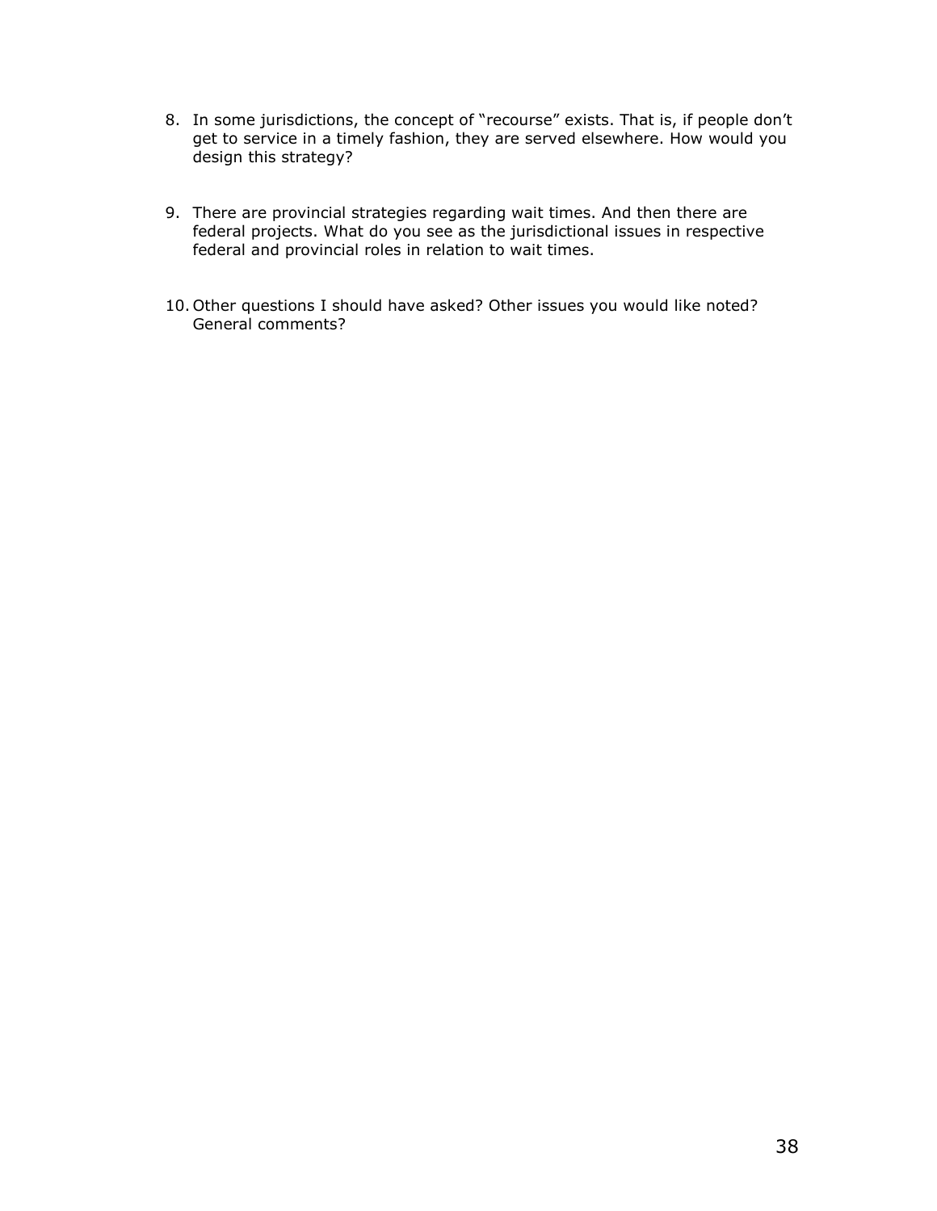8. In some jurisdictions, the concept of "recourse" exists. That is, if people don't get to service in a timely fashion, they are served elsewhere. How would you design this strategy?

9. There are provincial strategies regarding wait times. And then there are federal projects. What do you see as the jurisdictional issues in respective federal and provincial roles in relation to wait times.

10. Other questions I should have asked? Other issues you would like noted? General comments?